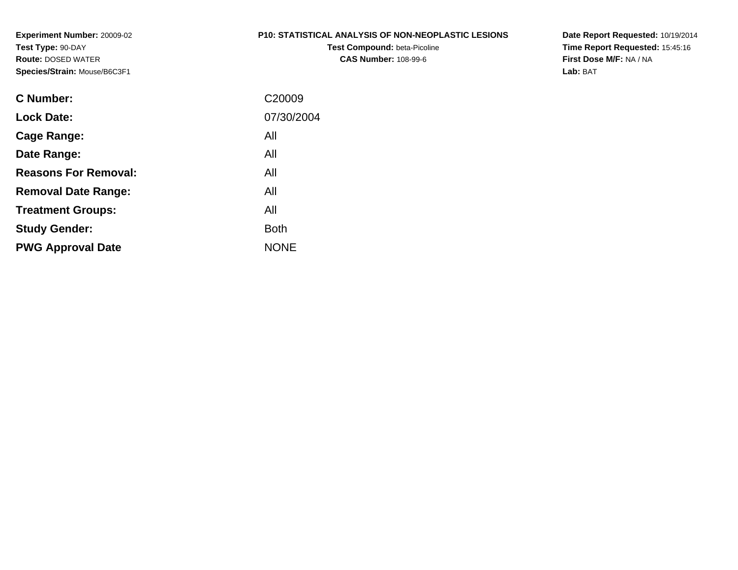**Experiment Number:** 20009-02
**Test Type:** 90-DAY
**Route:** DOSED WATER
**Species/Strain:** Mouse/B6C3F1

**P10: STATISTICAL ANALYSIS OF NON-NEOPLASTIC LESIONS**
**Test Compound:** beta-Picoline
**CAS Number:** 108-99-6

**Date Report Requested:** 10/19/2014
**Time Report Requested:** 15:45:16
**First Dose M/F:** NA / NA
**Lab:** BAT

| | |
|---|---|
| **C Number:** | C20009 |
| **Lock Date:** | 07/30/2004 |
| **Cage Range:** | All |
| **Date Range:** | All |
| **Reasons For Removal:** | All |
| **Removal Date Range:** | All |
| **Treatment Groups:** | All |
| **Study Gender:** | Both |
| **PWG Approval Date** | NONE |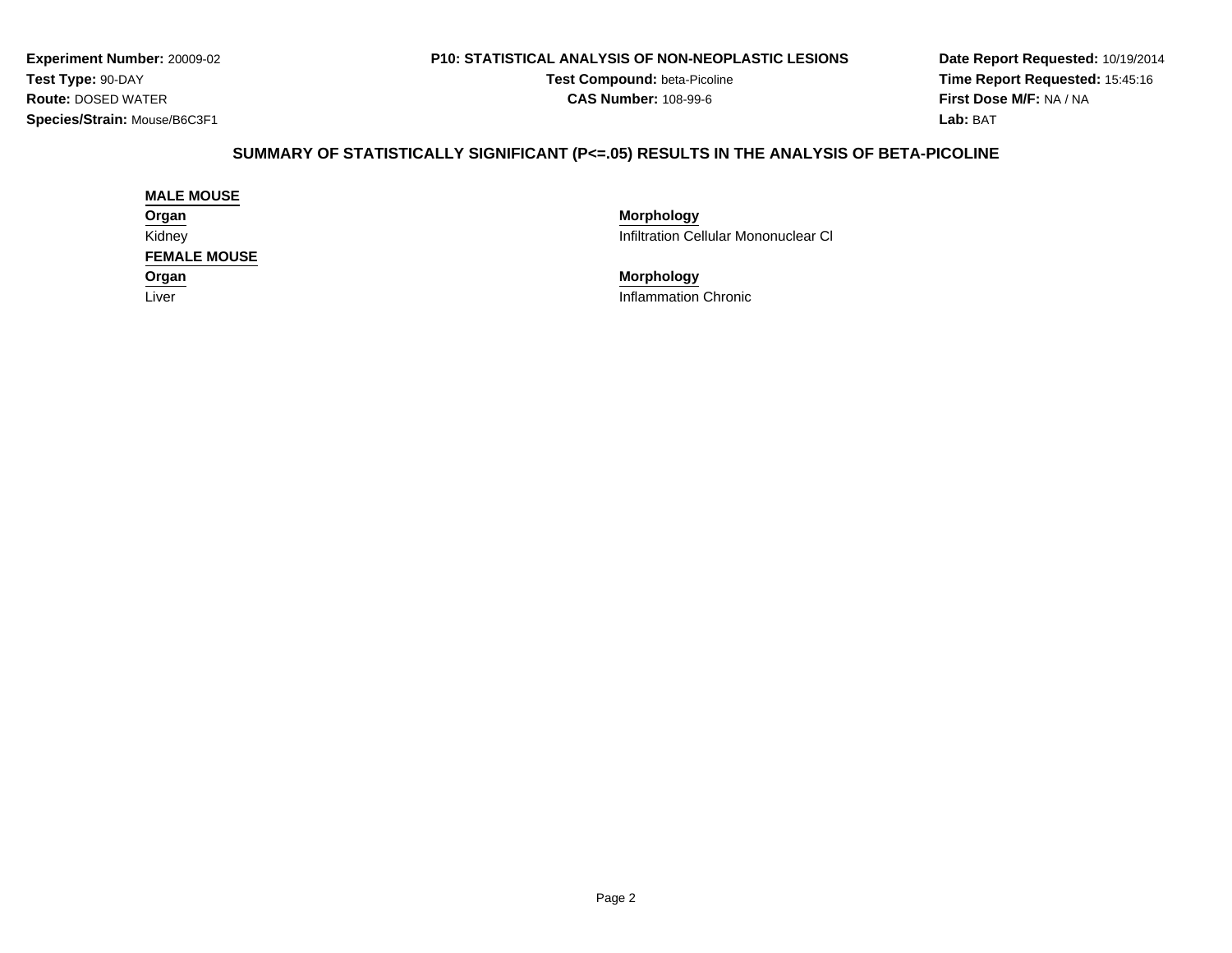**Experiment Number:** 20009-02
**Test Type:** 90-DAY
**Route:** DOSED WATER
**Species/Strain:** Mouse/B6C3F1

**P10: STATISTICAL ANALYSIS OF NON-NEOPLASTIC LESIONS**
**Test Compound:** beta-Picoline
**CAS Number:** 108-99-6

**Date Report Requested:** 10/19/2014
**Time Report Requested:** 15:45:16
**First Dose M/F:** NA / NA
**Lab:** BAT

## SUMMARY OF STATISTICALLY SIGNIFICANT (P<=.05) RESULTS IN THE ANALYSIS OF BETA-PICOLINE

**MALE MOUSE**

| Organ | Morphology |
| --- | --- |
| Kidney | Infiltration Cellular Mononuclear Cl |

**FEMALE MOUSE**

| Organ | Morphology |
| --- | --- |
| Liver | Inflammation Chronic |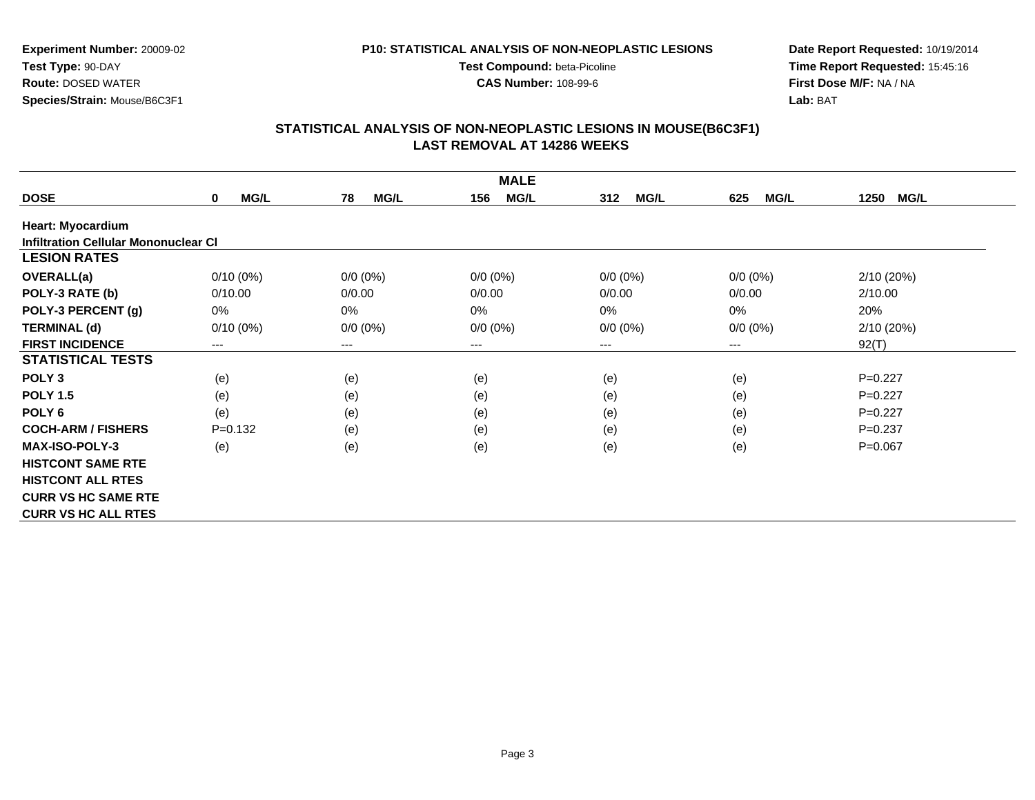**Experiment Number:** 20009-02
**Test Type:** 90-DAY
**Route:** DOSED WATER
**Species/Strain:** Mouse/B6C3F1

**P10: STATISTICAL ANALYSIS OF NON-NEOPLASTIC LESIONS**
**Test Compound:** beta-Picoline
**CAS Number:** 108-99-6

**Date Report Requested:** 10/19/2014
**Time Report Requested:** 15:45:16
**First Dose M/F:** NA / NA
**Lab:** BAT

## STATISTICAL ANALYSIS OF NON-NEOPLASTIC LESIONS IN MOUSE(B6C3F1)
## LAST REMOVAL AT 14286 WEEKS

| MALE | | | | | | |
|---|---|---|---|---|---|---|
| **DOSE** | **0 MG/L** | **78 MG/L** | **156 MG/L** | **312 MG/L** | **625 MG/L** | **1250 MG/L** |
| **Heart: Myocardium** | | | | | | |
| **Infiltration Cellular Mononuclear Cl** | | | | | | |
| **LESION RATES** | | | | | | |
| **OVERALL(a)** | 0/10 (0%) | 0/0 (0%) | 0/0 (0%) | 0/0 (0%) | 0/0 (0%) | 2/10 (20%) |
| **POLY-3 RATE (b)** | 0/10.00 | 0/0.00 | 0/0.00 | 0/0.00 | 0/0.00 | 2/10.00 |
| **POLY-3 PERCENT (g)** | 0% | 0% | 0% | 0% | 0% | 20% |
| **TERMINAL (d)** | 0/10 (0%) | 0/0 (0%) | 0/0 (0%) | 0/0 (0%) | 0/0 (0%) | 2/10 (20%) |
| **FIRST INCIDENCE** | --- | --- | --- | --- | --- | 92(T) |
| **STATISTICAL TESTS** | | | | | | |
| **POLY 3** | (e) | (e) | (e) | (e) | (e) | P=0.227 |
| **POLY 1.5** | (e) | (e) | (e) | (e) | (e) | P=0.227 |
| **POLY 6** | (e) | (e) | (e) | (e) | (e) | P=0.227 |
| **COCH-ARM / FISHERS** | P=0.132 | (e) | (e) | (e) | (e) | P=0.237 |
| **MAX-ISO-POLY-3** | (e) | (e) | (e) | (e) | (e) | P=0.067 |
| **HISTCONT SAME RTE** | | | | | | |
| **HISTCONT ALL RTES** | | | | | | |
| **CURR VS HC SAME RTE** | | | | | | |
| **CURR VS HC ALL RTES** | | | | | | |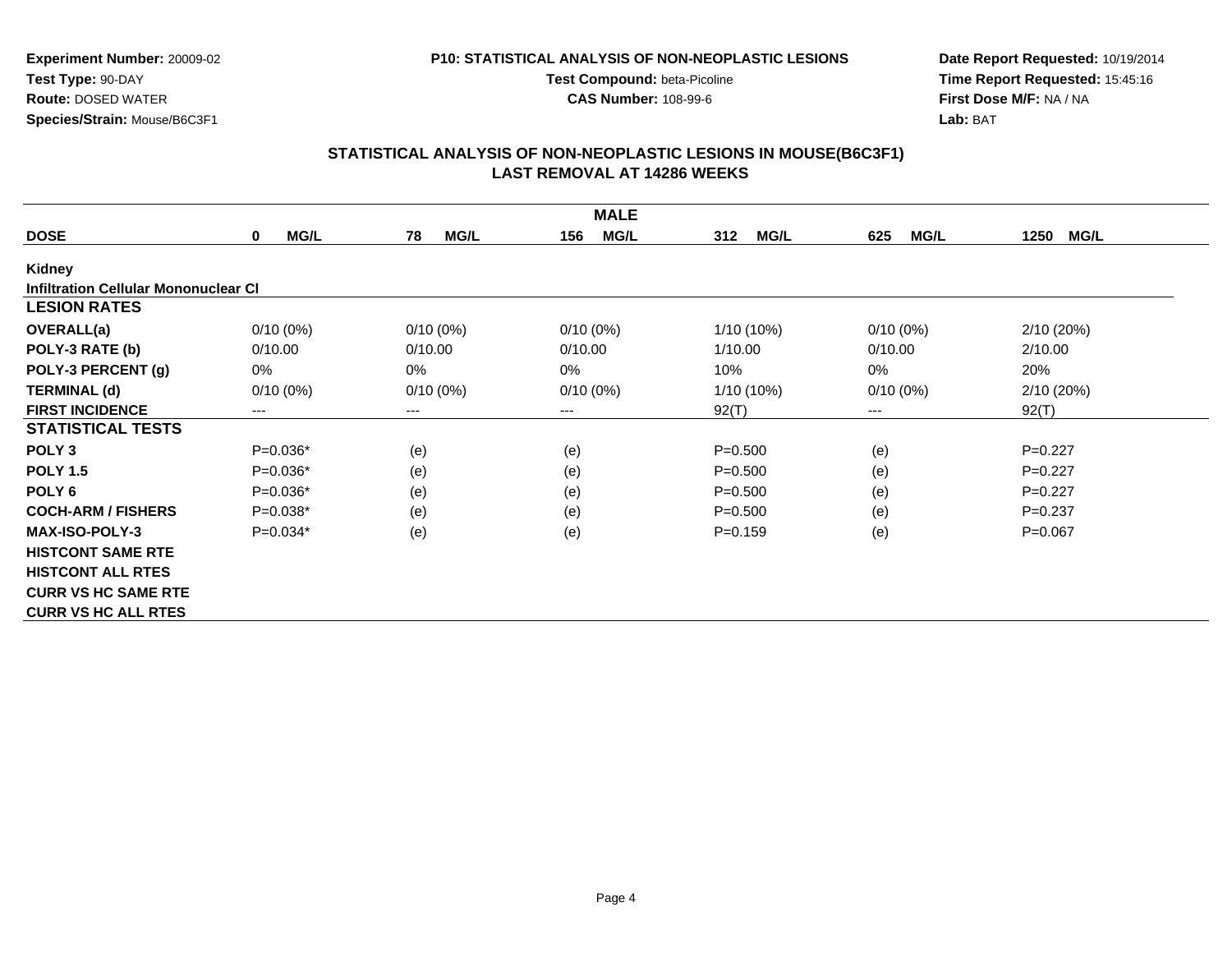**Experiment Number:** 20009-02
**Test Type:** 90-DAY
**Route:** DOSED WATER
**Species/Strain:** Mouse/B6C3F1

**P10: STATISTICAL ANALYSIS OF NON-NEOPLASTIC LESIONS**
**Test Compound:** beta-Picoline
**CAS Number:** 108-99-6

**Date Report Requested:** 10/19/2014
**Time Report Requested:** 15:45:16
**First Dose M/F:** NA / NA
**Lab:** BAT

## STATISTICAL ANALYSIS OF NON-NEOPLASTIC LESIONS IN MOUSE(B6C3F1) LAST REMOVAL AT 14286 WEEKS

| | MALE | | | | | |
|---|---|---|---|---|---|---|
| **DOSE** | **0 MG/L** | **78 MG/L** | **156 MG/L** | **312 MG/L** | **625 MG/L** | **1250 MG/L** |
| **Kidney** | | | | | | |
| **Infiltration Cellular Mononuclear Cl** | | | | | | |
| **LESION RATES** | | | | | | |
| **OVERALL(a)** | 0/10 (0%) | 0/10 (0%) | 0/10 (0%) | 1/10 (10%) | 0/10 (0%) | 2/10 (20%) |
| **POLY-3 RATE (b)** | 0/10.00 | 0/10.00 | 0/10.00 | 1/10.00 | 0/10.00 | 2/10.00 |
| **POLY-3 PERCENT (g)** | 0% | 0% | 0% | 10% | 0% | 20% |
| **TERMINAL (d)** | 0/10 (0%) | 0/10 (0%) | 0/10 (0%) | 1/10 (10%) | 0/10 (0%) | 2/10 (20%) |
| **FIRST INCIDENCE** | --- | --- | --- | 92(T) | --- | 92(T) |
| **STATISTICAL TESTS** | | | | | | |
| **POLY 3** | P=0.036* | (e) | (e) | P=0.500 | (e) | P=0.227 |
| **POLY 1.5** | P=0.036* | (e) | (e) | P=0.500 | (e) | P=0.227 |
| **POLY 6** | P=0.036* | (e) | (e) | P=0.500 | (e) | P=0.227 |
| **COCH-ARM / FISHERS** | P=0.038* | (e) | (e) | P=0.500 | (e) | P=0.237 |
| **MAX-ISO-POLY-3** | P=0.034* | (e) | (e) | P=0.159 | (e) | P=0.067 |
| **HISTCONT SAME RTE** | | | | | | |
| **HISTCONT ALL RTES** | | | | | | |
| **CURR VS HC SAME RTE** | | | | | | |
| **CURR VS HC ALL RTES** | | | | | | |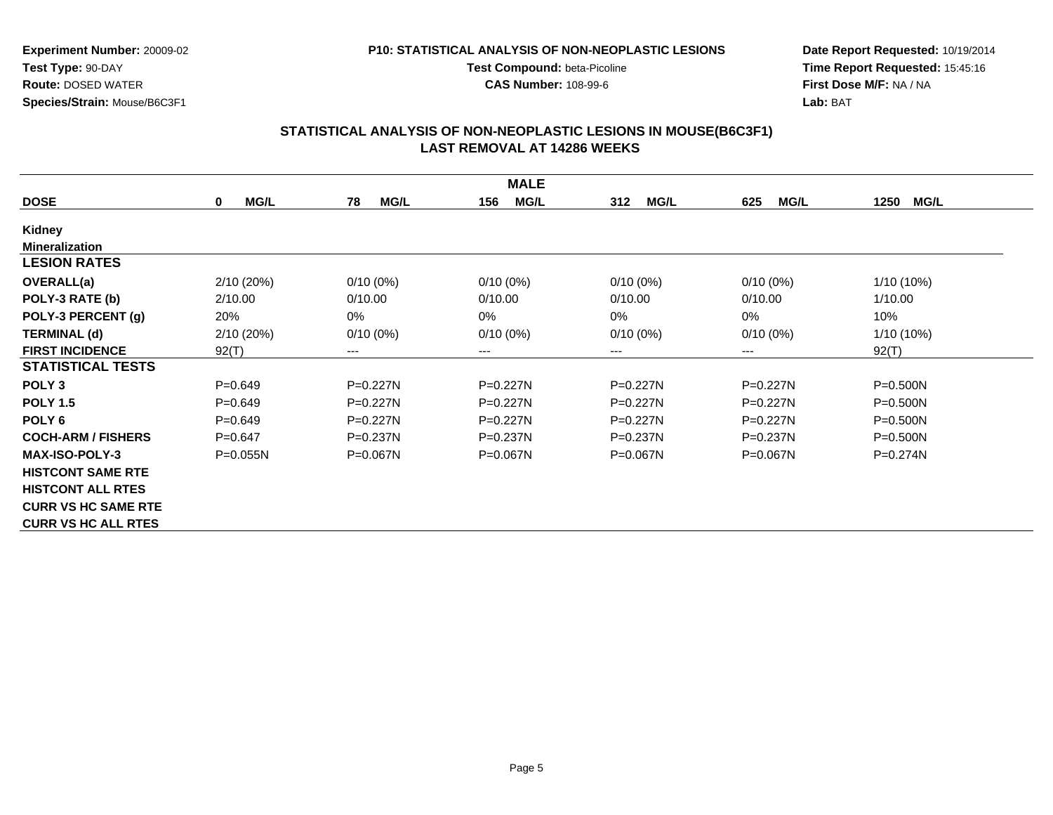**Experiment Number:** 20009-02
**Test Type:** 90-DAY
**Route:** DOSED WATER
**Species/Strain:** Mouse/B6C3F1

**P10: STATISTICAL ANALYSIS OF NON-NEOPLASTIC LESIONS**
**Test Compound:** beta-Picoline
**CAS Number:** 108-99-6

**Date Report Requested:** 10/19/2014
**Time Report Requested:** 15:45:16
**First Dose M/F:** NA / NA
**Lab:** BAT

## STATISTICAL ANALYSIS OF NON-NEOPLASTIC LESIONS IN MOUSE(B6C3F1)
## LAST REMOVAL AT 14286 WEEKS

| | MALE | | | | | |
|---|---|---|---|---|---|---|
| **DOSE** | **0 MG/L** | **78 MG/L** | **156 MG/L** | **312 MG/L** | **625 MG/L** | **1250 MG/L** |
| **Kidney** | | | | | | |
| **Mineralization** | | | | | | |
| **LESION RATES** | | | | | | |
| **OVERALL(a)** | 2/10 (20%) | 0/10 (0%) | 0/10 (0%) | 0/10 (0%) | 0/10 (0%) | 1/10 (10%) |
| **POLY-3 RATE (b)** | 2/10.00 | 0/10.00 | 0/10.00 | 0/10.00 | 0/10.00 | 1/10.00 |
| **POLY-3 PERCENT (g)** | 20% | 0% | 0% | 0% | 0% | 10% |
| **TERMINAL (d)** | 2/10 (20%) | 0/10 (0%) | 0/10 (0%) | 0/10 (0%) | 0/10 (0%) | 1/10 (10%) |
| **FIRST INCIDENCE** | 92(T) | --- | --- | --- | --- | 92(T) |
| **STATISTICAL TESTS** | | | | | | |
| **POLY 3** | P=0.649 | P=0.227N | P=0.227N | P=0.227N | P=0.227N | P=0.500N |
| **POLY 1.5** | P=0.649 | P=0.227N | P=0.227N | P=0.227N | P=0.227N | P=0.500N |
| **POLY 6** | P=0.649 | P=0.227N | P=0.227N | P=0.227N | P=0.227N | P=0.500N |
| **COCH-ARM / FISHERS** | P=0.647 | P=0.237N | P=0.237N | P=0.237N | P=0.237N | P=0.500N |
| **MAX-ISO-POLY-3** | P=0.055N | P=0.067N | P=0.067N | P=0.067N | P=0.067N | P=0.274N |
| **HISTCONT SAME RTE** | | | | | | |
| **HISTCONT ALL RTES** | | | | | | |
| **CURR VS HC SAME RTE** | | | | | | |
| **CURR VS HC ALL RTES** | | | | | | |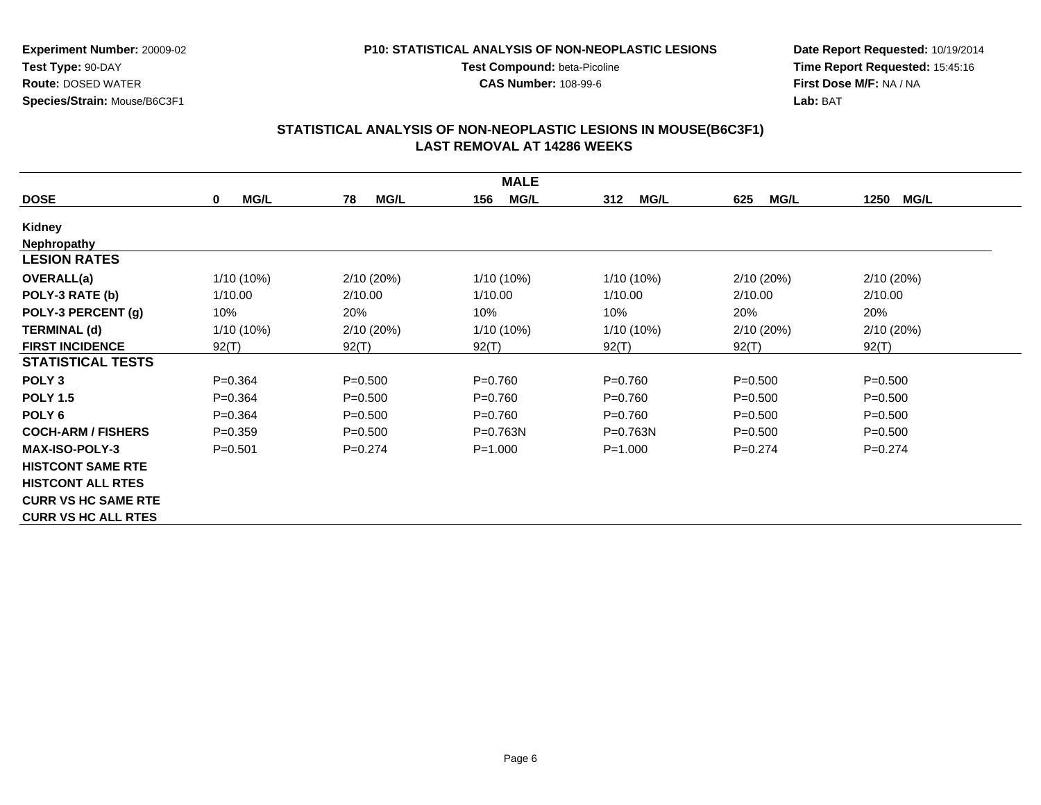**Experiment Number:** 20009-02
**Test Type:** 90-DAY
**Route:** DOSED WATER
**Species/Strain:** Mouse/B6C3F1

**P10: STATISTICAL ANALYSIS OF NON-NEOPLASTIC LESIONS**
**Test Compound:** beta-Picoline
**CAS Number:** 108-99-6

**Date Report Requested:** 10/19/2014
**Time Report Requested:** 15:45:16
**First Dose M/F:** NA / NA
**Lab:** BAT

## STATISTICAL ANALYSIS OF NON-NEOPLASTIC LESIONS IN MOUSE(B6C3F1)
## LAST REMOVAL AT 14286 WEEKS

| MALE | | | | | | |
|---|---|---|---|---|---|---|
| **DOSE** | **0 MG/L** | **78 MG/L** | **156 MG/L** | **312 MG/L** | **625 MG/L** | **1250 MG/L** |
| **Kidney** | | | | | | |
| **Nephropathy** | | | | | | |
| **LESION RATES** | | | | | | |
| **OVERALL(a)** | 1/10 (10%) | 2/10 (20%) | 1/10 (10%) | 1/10 (10%) | 2/10 (20%) | 2/10 (20%) |
| **POLY-3 RATE (b)** | 1/10.00 | 2/10.00 | 1/10.00 | 1/10.00 | 2/10.00 | 2/10.00 |
| **POLY-3 PERCENT (g)** | 10% | 20% | 10% | 10% | 20% | 20% |
| **TERMINAL (d)** | 1/10 (10%) | 2/10 (20%) | 1/10 (10%) | 1/10 (10%) | 2/10 (20%) | 2/10 (20%) |
| **FIRST INCIDENCE** | 92(T) | 92(T) | 92(T) | 92(T) | 92(T) | 92(T) |
| **STATISTICAL TESTS** | | | | | | |
| **POLY 3** | P=0.364 | P=0.500 | P=0.760 | P=0.760 | P=0.500 | P=0.500 |
| **POLY 1.5** | P=0.364 | P=0.500 | P=0.760 | P=0.760 | P=0.500 | P=0.500 |
| **POLY 6** | P=0.364 | P=0.500 | P=0.760 | P=0.760 | P=0.500 | P=0.500 |
| **COCH-ARM / FISHERS** | P=0.359 | P=0.500 | P=0.763N | P=0.763N | P=0.500 | P=0.500 |
| **MAX-ISO-POLY-3** | P=0.501 | P=0.274 | P=1.000 | P=1.000 | P=0.274 | P=0.274 |
| **HISTCONT SAME RTE** | | | | | | |
| **HISTCONT ALL RTES** | | | | | | |
| **CURR VS HC SAME RTE** | | | | | | |
| **CURR VS HC ALL RTES** | | | | | | |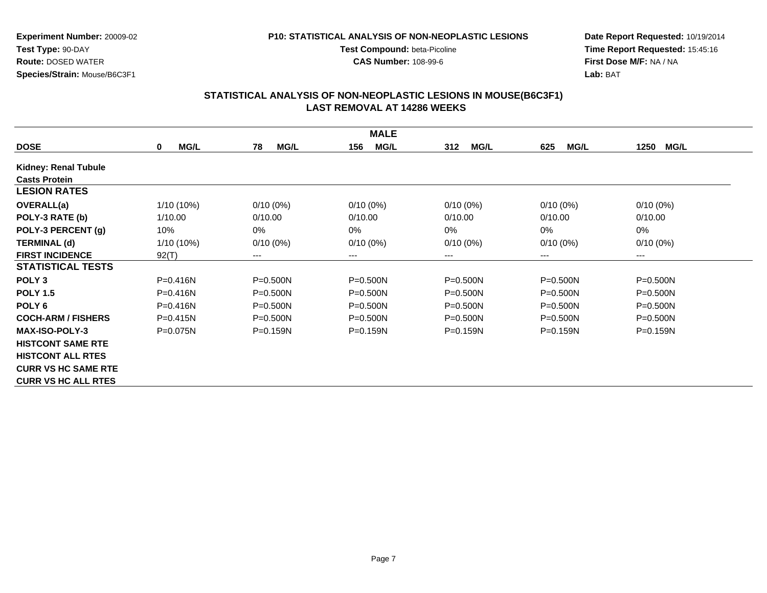**Experiment Number:** 20009-02
**Test Type:** 90-DAY
**Route:** DOSED WATER
**Species/Strain:** Mouse/B6C3F1

**P10: STATISTICAL ANALYSIS OF NON-NEOPLASTIC LESIONS**
**Test Compound:** beta-Picoline
**CAS Number:** 108-99-6

**Date Report Requested:** 10/19/2014
**Time Report Requested:** 15:45:16
**First Dose M/F:** NA / NA
**Lab:** BAT

## STATISTICAL ANALYSIS OF NON-NEOPLASTIC LESIONS IN MOUSE(B6C3F1)
## LAST REMOVAL AT 14286 WEEKS

| | MALE | | | | | |
|---|---|---|---|---|---|---|
| **DOSE** | **0 MG/L** | **78 MG/L** | **156 MG/L** | **312 MG/L** | **625 MG/L** | **1250 MG/L** |
| **Kidney: Renal Tubule** | | | | | | |
| **Casts Protein** | | | | | | |
| **LESION RATES** | | | | | | |
| **OVERALL(a)** | 1/10 (10%) | 0/10 (0%) | 0/10 (0%) | 0/10 (0%) | 0/10 (0%) | 0/10 (0%) |
| **POLY-3 RATE (b)** | 1/10.00 | 0/10.00 | 0/10.00 | 0/10.00 | 0/10.00 | 0/10.00 |
| **POLY-3 PERCENT (g)** | 10% | 0% | 0% | 0% | 0% | 0% |
| **TERMINAL (d)** | 1/10 (10%) | 0/10 (0%) | 0/10 (0%) | 0/10 (0%) | 0/10 (0%) | 0/10 (0%) |
| **FIRST INCIDENCE** | 92(T) | --- | --- | --- | --- | --- |
| **STATISTICAL TESTS** | | | | | | |
| **POLY 3** | P=0.416N | P=0.500N | P=0.500N | P=0.500N | P=0.500N | P=0.500N |
| **POLY 1.5** | P=0.416N | P=0.500N | P=0.500N | P=0.500N | P=0.500N | P=0.500N |
| **POLY 6** | P=0.416N | P=0.500N | P=0.500N | P=0.500N | P=0.500N | P=0.500N |
| **COCH-ARM / FISHERS** | P=0.415N | P=0.500N | P=0.500N | P=0.500N | P=0.500N | P=0.500N |
| **MAX-ISO-POLY-3** | P=0.075N | P=0.159N | P=0.159N | P=0.159N | P=0.159N | P=0.159N |
| **HISTCONT SAME RTE** | | | | | | |
| **HISTCONT ALL RTES** | | | | | | |
| **CURR VS HC SAME RTE** | | | | | | |
| **CURR VS HC ALL RTES** | | | | | | |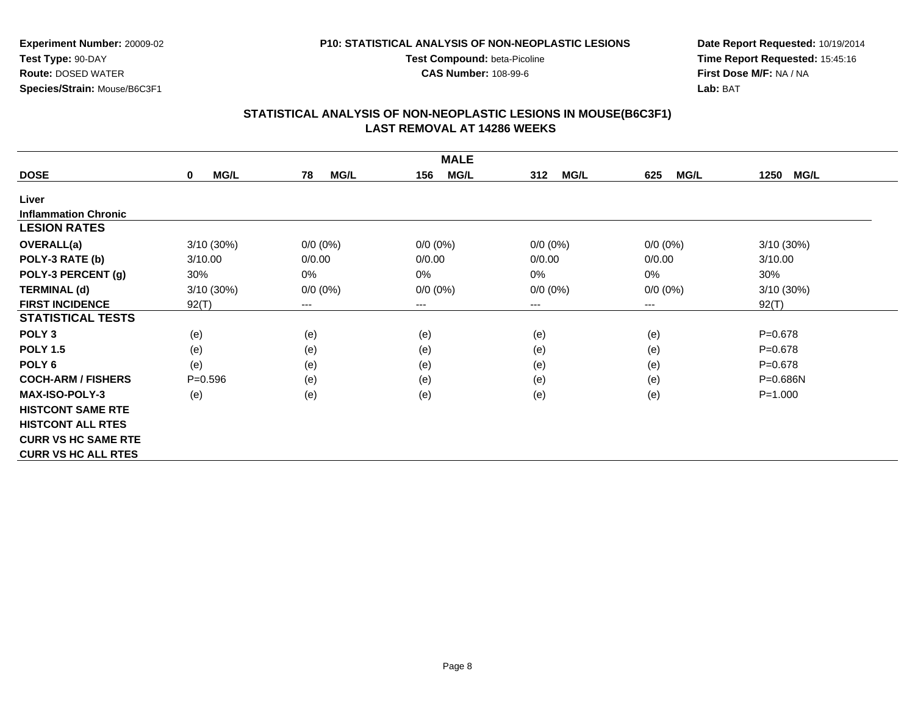**Experiment Number:** 20009-02
**Test Type:** 90-DAY
**Route:** DOSED WATER
**Species/Strain:** Mouse/B6C3F1

**P10: STATISTICAL ANALYSIS OF NON-NEOPLASTIC LESIONS**
**Test Compound:** beta-Picoline
**CAS Number:** 108-99-6

**Date Report Requested:** 10/19/2014
**Time Report Requested:** 15:45:16
**First Dose M/F:** NA / NA
**Lab:** BAT

## STATISTICAL ANALYSIS OF NON-NEOPLASTIC LESIONS IN MOUSE(B6C3F1)
## LAST REMOVAL AT 14286 WEEKS

| | MALE | | | | | |
|---|---|---|---|---|---|---|
| **DOSE** | **0 MG/L** | **78 MG/L** | **156 MG/L** | **312 MG/L** | **625 MG/L** | **1250 MG/L** |
| **Liver** | | | | | | |
| **Inflammation Chronic** | | | | | | |
| **LESION RATES** | | | | | | |
| **OVERALL(a)** | 3/10 (30%) | 0/0 (0%) | 0/0 (0%) | 0/0 (0%) | 0/0 (0%) | 3/10 (30%) |
| **POLY-3 RATE (b)** | 3/10.00 | 0/0.00 | 0/0.00 | 0/0.00 | 0/0.00 | 3/10.00 |
| **POLY-3 PERCENT (g)** | 30% | 0% | 0% | 0% | 0% | 30% |
| **TERMINAL (d)** | 3/10 (30%) | 0/0 (0%) | 0/0 (0%) | 0/0 (0%) | 0/0 (0%) | 3/10 (30%) |
| **FIRST INCIDENCE** | 92(T) | --- | --- | --- | --- | 92(T) |
| **STATISTICAL TESTS** | | | | | | |
| **POLY 3** | (e) | (e) | (e) | (e) | (e) | P=0.678 |
| **POLY 1.5** | (e) | (e) | (e) | (e) | (e) | P=0.678 |
| **POLY 6** | (e) | (e) | (e) | (e) | (e) | P=0.678 |
| **COCH-ARM / FISHERS** | P=0.596 | (e) | (e) | (e) | (e) | P=0.686N |
| **MAX-ISO-POLY-3** | (e) | (e) | (e) | (e) | (e) | P=1.000 |
| **HISTCONT SAME RTE** | | | | | | |
| **HISTCONT ALL RTES** | | | | | | |
| **CURR VS HC SAME RTE** | | | | | | |
| **CURR VS HC ALL RTES** | | | | | | |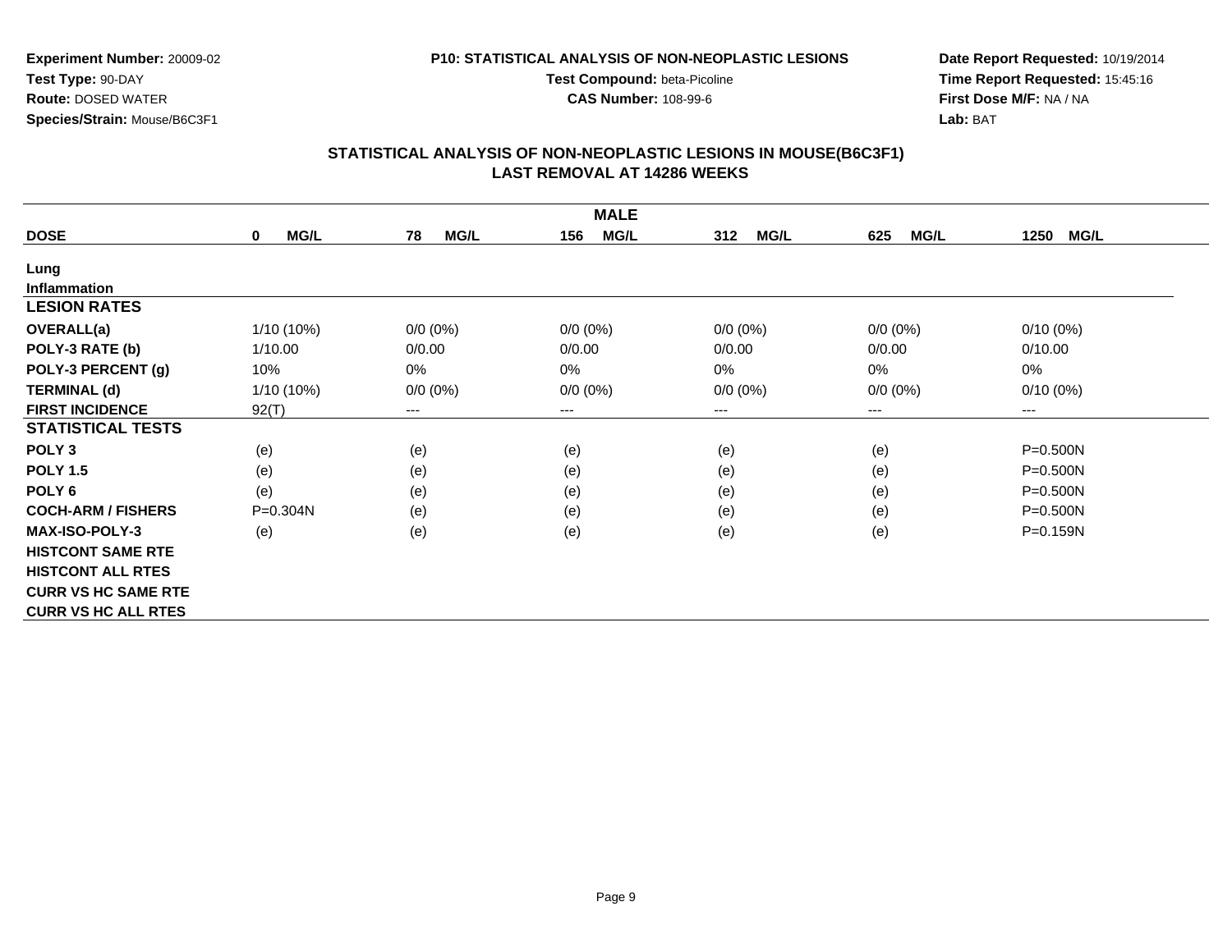**Experiment Number:** 20009-02
**Test Type:** 90-DAY
**Route:** DOSED WATER
**Species/Strain:** Mouse/B6C3F1

**P10: STATISTICAL ANALYSIS OF NON-NEOPLASTIC LESIONS**
**Test Compound:** beta-Picoline
**CAS Number:** 108-99-6

**Date Report Requested:** 10/19/2014
**Time Report Requested:** 15:45:16
**First Dose M/F:** NA / NA
**Lab:** BAT

## STATISTICAL ANALYSIS OF NON-NEOPLASTIC LESIONS IN MOUSE(B6C3F1)
## LAST REMOVAL AT 14286 WEEKS

| | MALE | | | | | |
|---|---|---|---|---|---|---|
| **DOSE** | **0 MG/L** | **78 MG/L** | **156 MG/L** | **312 MG/L** | **625 MG/L** | **1250 MG/L** |
| **Lung** | | | | | | |
| **Inflammation** | | | | | | |
| **LESION RATES** | | | | | | |
| **OVERALL(a)** | 1/10 (10%) | 0/0 (0%) | 0/0 (0%) | 0/0 (0%) | 0/0 (0%) | 0/10 (0%) |
| **POLY-3 RATE (b)** | 1/10.00 | 0/0.00 | 0/0.00 | 0/0.00 | 0/0.00 | 0/10.00 |
| **POLY-3 PERCENT (g)** | 10% | 0% | 0% | 0% | 0% | 0% |
| **TERMINAL (d)** | 1/10 (10%) | 0/0 (0%) | 0/0 (0%) | 0/0 (0%) | 0/0 (0%) | 0/10 (0%) |
| **FIRST INCIDENCE** | 92(T) | --- | --- | --- | --- | --- |
| **STATISTICAL TESTS** | | | | | | |
| **POLY 3** | (e) | (e) | (e) | (e) | (e) | P=0.500N |
| **POLY 1.5** | (e) | (e) | (e) | (e) | (e) | P=0.500N |
| **POLY 6** | (e) | (e) | (e) | (e) | (e) | P=0.500N |
| **COCH-ARM / FISHERS** | P=0.304N | (e) | (e) | (e) | (e) | P=0.500N |
| **MAX-ISO-POLY-3** | (e) | (e) | (e) | (e) | (e) | P=0.159N |
| **HISTCONT SAME RTE** | | | | | | |
| **HISTCONT ALL RTES** | | | | | | |
| **CURR VS HC SAME RTE** | | | | | | |
| **CURR VS HC ALL RTES** | | | | | | |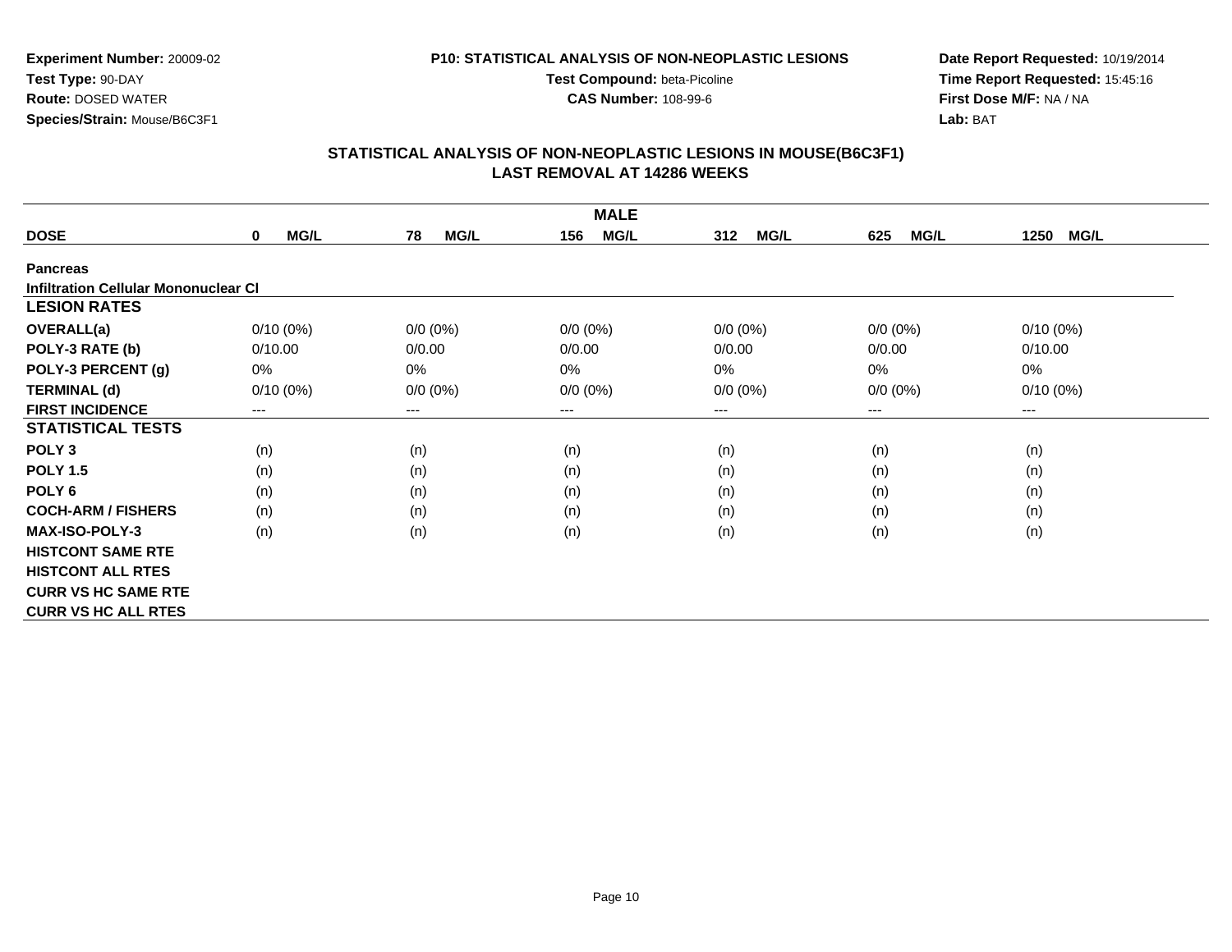**Experiment Number:** 20009-02
**Test Type:** 90-DAY
**Route:** DOSED WATER
**Species/Strain:** Mouse/B6C3F1

**P10: STATISTICAL ANALYSIS OF NON-NEOPLASTIC LESIONS**
**Test Compound:** beta-Picoline
**CAS Number:** 108-99-6

**Date Report Requested:** 10/19/2014
**Time Report Requested:** 15:45:16
**First Dose M/F:** NA / NA
**Lab:** BAT

## STATISTICAL ANALYSIS OF NON-NEOPLASTIC LESIONS IN MOUSE(B6C3F1)
## LAST REMOVAL AT 14286 WEEKS

| | MALE | | | | | |
|---|---|---|---|---|---|---|
| **DOSE** | **0 MG/L** | **78 MG/L** | **156 MG/L** | **312 MG/L** | **625 MG/L** | **1250 MG/L** |
| **Pancreas** | | | | | | |
| **Infiltration Cellular Mononuclear Cl** | | | | | | |
| **LESION RATES** | | | | | | |
| **OVERALL(a)** | 0/10 (0%) | 0/0 (0%) | 0/0 (0%) | 0/0 (0%) | 0/0 (0%) | 0/10 (0%) |
| **POLY-3 RATE (b)** | 0/10.00 | 0/0.00 | 0/0.00 | 0/0.00 | 0/0.00 | 0/10.00 |
| **POLY-3 PERCENT (g)** | 0% | 0% | 0% | 0% | 0% | 0% |
| **TERMINAL (d)** | 0/10 (0%) | 0/0 (0%) | 0/0 (0%) | 0/0 (0%) | 0/0 (0%) | 0/10 (0%) |
| **FIRST INCIDENCE** | --- | --- | --- | --- | --- | --- |
| **STATISTICAL TESTS** | | | | | | |
| **POLY 3** | (n) | (n) | (n) | (n) | (n) | (n) |
| **POLY 1.5** | (n) | (n) | (n) | (n) | (n) | (n) |
| **POLY 6** | (n) | (n) | (n) | (n) | (n) | (n) |
| **COCH-ARM / FISHERS** | (n) | (n) | (n) | (n) | (n) | (n) |
| **MAX-ISO-POLY-3** | (n) | (n) | (n) | (n) | (n) | (n) |
| **HISTCONT SAME RTE** | | | | | | |
| **HISTCONT ALL RTES** | | | | | | |
| **CURR VS HC SAME RTE** | | | | | | |
| **CURR VS HC ALL RTES** | | | | | | |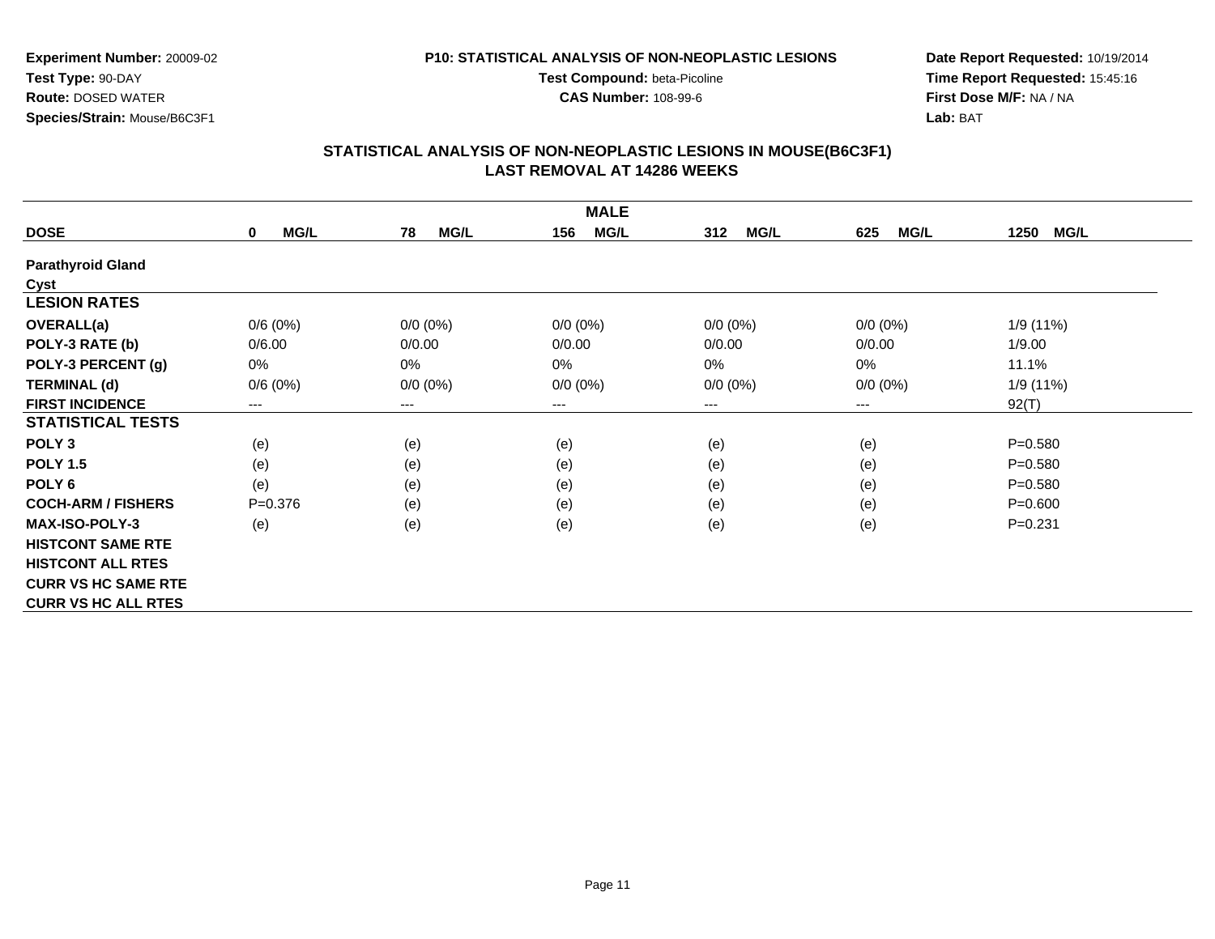**Experiment Number:** 20009-02
**Test Type:** 90-DAY
**Route:** DOSED WATER
**Species/Strain:** Mouse/B6C3F1

**P10: STATISTICAL ANALYSIS OF NON-NEOPLASTIC LESIONS**
**Test Compound:** beta-Picoline
**CAS Number:** 108-99-6

**Date Report Requested:** 10/19/2014
**Time Report Requested:** 15:45:16
**First Dose M/F:** NA / NA
**Lab:** BAT

## STATISTICAL ANALYSIS OF NON-NEOPLASTIC LESIONS IN MOUSE(B6C3F1)
## LAST REMOVAL AT 14286 WEEKS

| | MALE | | | | | |
|---|---|---|---|---|---|---|
| **DOSE** | **0 MG/L** | **78 MG/L** | **156 MG/L** | **312 MG/L** | **625 MG/L** | **1250 MG/L** |
| **Parathyroid Gland** | | | | | | |
| **Cyst** | | | | | | |
| **LESION RATES** | | | | | | |
| **OVERALL(a)** | 0/6 (0%) | 0/0 (0%) | 0/0 (0%) | 0/0 (0%) | 0/0 (0%) | 1/9 (11%) |
| **POLY-3 RATE (b)** | 0/6.00 | 0/0.00 | 0/0.00 | 0/0.00 | 0/0.00 | 1/9.00 |
| **POLY-3 PERCENT (g)** | 0% | 0% | 0% | 0% | 0% | 11.1% |
| **TERMINAL (d)** | 0/6 (0%) | 0/0 (0%) | 0/0 (0%) | 0/0 (0%) | 0/0 (0%) | 1/9 (11%) |
| **FIRST INCIDENCE** | --- | --- | --- | --- | --- | 92(T) |
| **STATISTICAL TESTS** | | | | | | |
| **POLY 3** | (e) | (e) | (e) | (e) | (e) | P=0.580 |
| **POLY 1.5** | (e) | (e) | (e) | (e) | (e) | P=0.580 |
| **POLY 6** | (e) | (e) | (e) | (e) | (e) | P=0.580 |
| **COCH-ARM / FISHERS** | P=0.376 | (e) | (e) | (e) | (e) | P=0.600 |
| **MAX-ISO-POLY-3** | (e) | (e) | (e) | (e) | (e) | P=0.231 |
| **HISTCONT SAME RTE** | | | | | | |
| **HISTCONT ALL RTES** | | | | | | |
| **CURR VS HC SAME RTE** | | | | | | |
| **CURR VS HC ALL RTES** | | | | | | |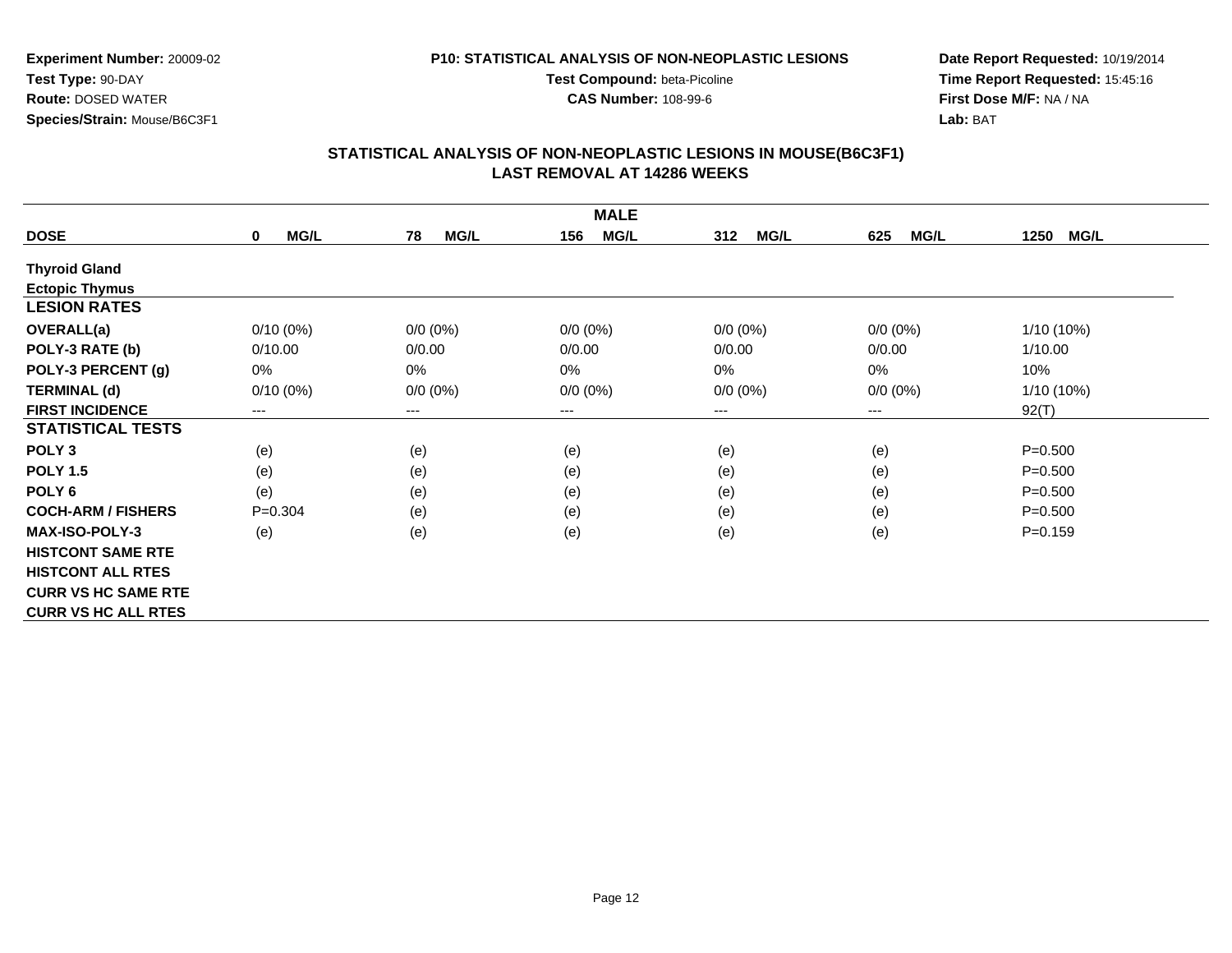**Experiment Number:** 20009-02
**Test Type:** 90-DAY
**Route:** DOSED WATER
**Species/Strain:** Mouse/B6C3F1

**P10: STATISTICAL ANALYSIS OF NON-NEOPLASTIC LESIONS**
**Test Compound:** beta-Picoline
**CAS Number:** 108-99-6

**Date Report Requested:** 10/19/2014
**Time Report Requested:** 15:45:16
**First Dose M/F:** NA / NA
**Lab:** BAT

## STATISTICAL ANALYSIS OF NON-NEOPLASTIC LESIONS IN MOUSE(B6C3F1)
## LAST REMOVAL AT 14286 WEEKS

| | MALE | | | | | |
|---|---|---|---|---|---|---|
| **DOSE** | **0 MG/L** | **78 MG/L** | **156 MG/L** | **312 MG/L** | **625 MG/L** | **1250 MG/L** |
| **Thyroid Gland** | | | | | | |
| **Ectopic Thymus** | | | | | | |
| **LESION RATES** | | | | | | |
| **OVERALL(a)** | 0/10 (0%) | 0/0 (0%) | 0/0 (0%) | 0/0 (0%) | 0/0 (0%) | 1/10 (10%) |
| **POLY-3 RATE (b)** | 0/10.00 | 0/0.00 | 0/0.00 | 0/0.00 | 0/0.00 | 1/10.00 |
| **POLY-3 PERCENT (g)** | 0% | 0% | 0% | 0% | 0% | 10% |
| **TERMINAL (d)** | 0/10 (0%) | 0/0 (0%) | 0/0 (0%) | 0/0 (0%) | 0/0 (0%) | 1/10 (10%) |
| **FIRST INCIDENCE** | --- | --- | --- | --- | --- | 92(T) |
| **STATISTICAL TESTS** | | | | | | |
| **POLY 3** | (e) | (e) | (e) | (e) | (e) | P=0.500 |
| **POLY 1.5** | (e) | (e) | (e) | (e) | (e) | P=0.500 |
| **POLY 6** | (e) | (e) | (e) | (e) | (e) | P=0.500 |
| **COCH-ARM / FISHERS** | P=0.304 | (e) | (e) | (e) | (e) | P=0.500 |
| **MAX-ISO-POLY-3** | (e) | (e) | (e) | (e) | (e) | P=0.159 |
| **HISTCONT SAME RTE** | | | | | | |
| **HISTCONT ALL RTES** | | | | | | |
| **CURR VS HC SAME RTE** | | | | | | |
| **CURR VS HC ALL RTES** | | | | | | |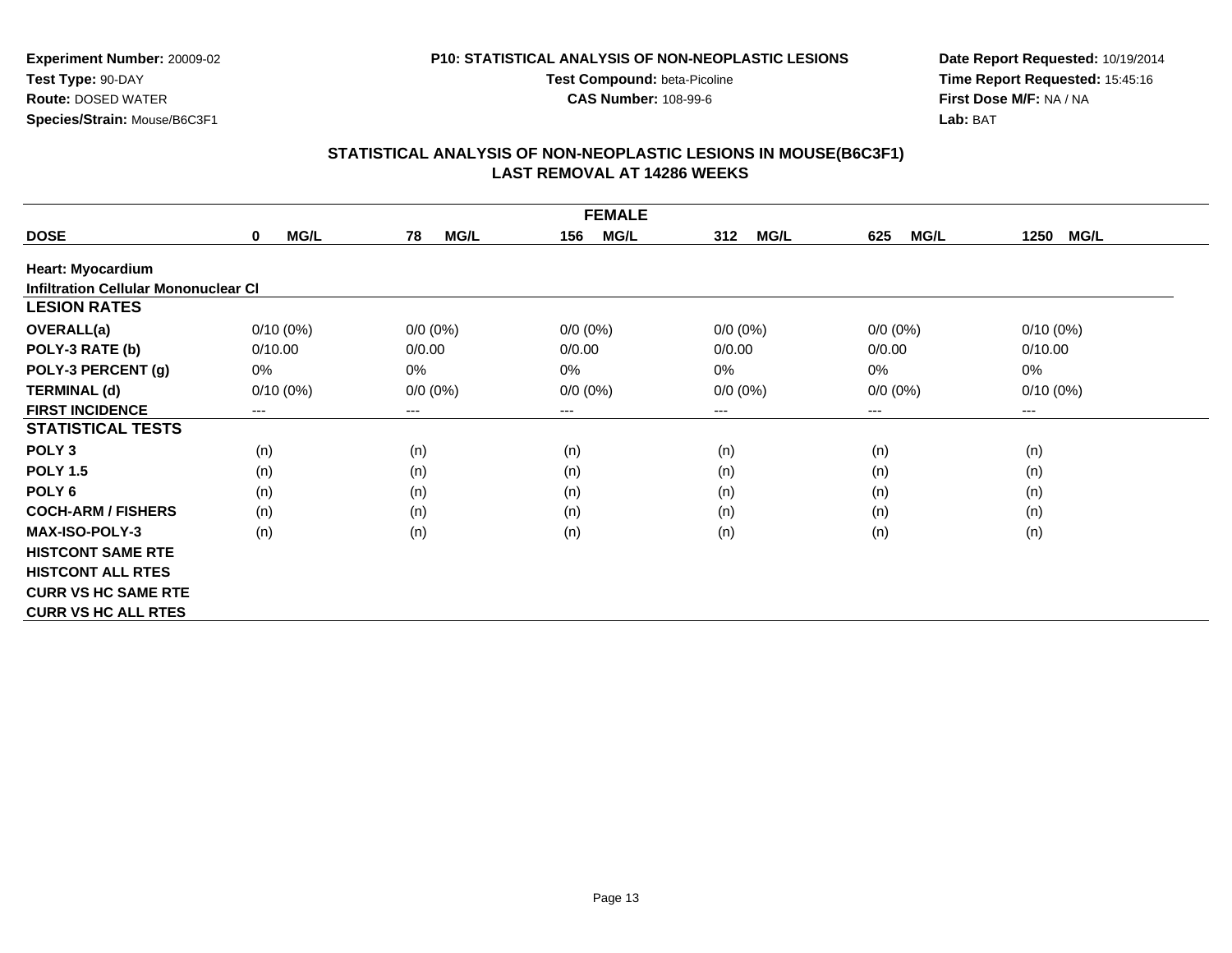**Experiment Number:** 20009-02
**Test Type:** 90-DAY
**Route:** DOSED WATER
**Species/Strain:** Mouse/B6C3F1

**P10: STATISTICAL ANALYSIS OF NON-NEOPLASTIC LESIONS**
**Test Compound:** beta-Picoline
**CAS Number:** 108-99-6

**Date Report Requested:** 10/19/2014
**Time Report Requested:** 15:45:16
**First Dose M/F:** NA / NA
**Lab:** BAT

## STATISTICAL ANALYSIS OF NON-NEOPLASTIC LESIONS IN MOUSE(B6C3F1)
## LAST REMOVAL AT 14286 WEEKS

| FEMALE | | | | | | |
|---|---|---|---|---|---|---|
| **DOSE** | **0 MG/L** | **78 MG/L** | **156 MG/L** | **312 MG/L** | **625 MG/L** | **1250 MG/L** |
| **Heart: Myocardium** | | | | | | |
| **Infiltration Cellular Mononuclear Cl** | | | | | | |
| **LESION RATES** | | | | | | |
| **OVERALL(a)** | 0/10 (0%) | 0/0 (0%) | 0/0 (0%) | 0/0 (0%) | 0/0 (0%) | 0/10 (0%) |
| **POLY-3 RATE (b)** | 0/10.00 | 0/0.00 | 0/0.00 | 0/0.00 | 0/0.00 | 0/10.00 |
| **POLY-3 PERCENT (g)** | 0% | 0% | 0% | 0% | 0% | 0% |
| **TERMINAL (d)** | 0/10 (0%) | 0/0 (0%) | 0/0 (0%) | 0/0 (0%) | 0/0 (0%) | 0/10 (0%) |
| **FIRST INCIDENCE** | --- | --- | --- | --- | --- | --- |
| **STATISTICAL TESTS** | | | | | | |
| **POLY 3** | (n) | (n) | (n) | (n) | (n) | (n) |
| **POLY 1.5** | (n) | (n) | (n) | (n) | (n) | (n) |
| **POLY 6** | (n) | (n) | (n) | (n) | (n) | (n) |
| **COCH-ARM / FISHERS** | (n) | (n) | (n) | (n) | (n) | (n) |
| **MAX-ISO-POLY-3** | (n) | (n) | (n) | (n) | (n) | (n) |
| **HISTCONT SAME RTE** | | | | | | |
| **HISTCONT ALL RTES** | | | | | | |
| **CURR VS HC SAME RTE** | | | | | | |
| **CURR VS HC ALL RTES** | | | | | | |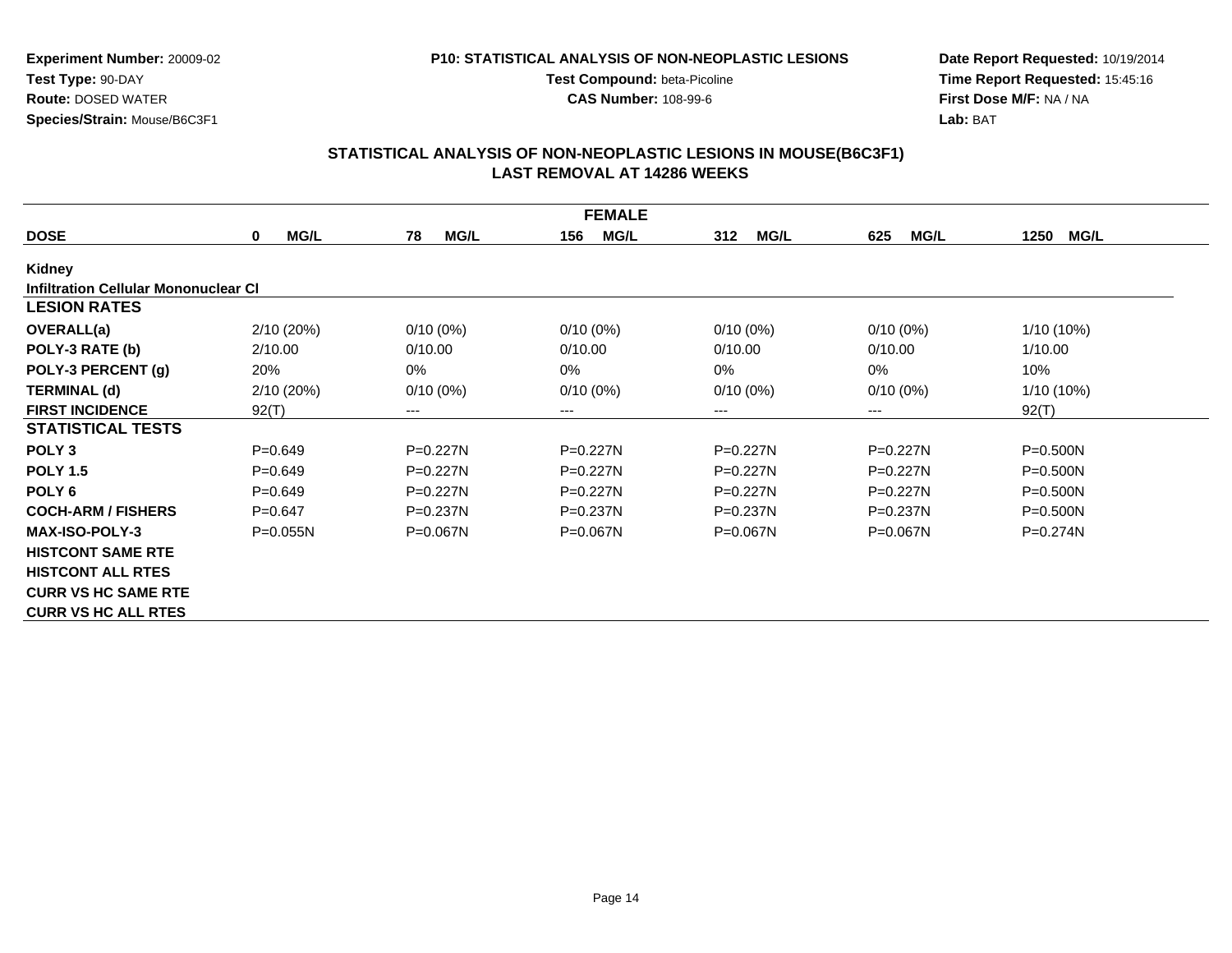**Experiment Number:** 20009-02
**Test Type:** 90-DAY
**Route:** DOSED WATER
**Species/Strain:** Mouse/B6C3F1

**P10: STATISTICAL ANALYSIS OF NON-NEOPLASTIC LESIONS**
**Test Compound:** beta-Picoline
**CAS Number:** 108-99-6

**Date Report Requested:** 10/19/2014
**Time Report Requested:** 15:45:16
**First Dose M/F:** NA / NA
**Lab:** BAT

## STATISTICAL ANALYSIS OF NON-NEOPLASTIC LESIONS IN MOUSE(B6C3F1)
## LAST REMOVAL AT 14286 WEEKS

| FEMALE | | | | | | |
|---|---|---|---|---|---|---|
| **DOSE** | **0 MG/L** | **78 MG/L** | **156 MG/L** | **312 MG/L** | **625 MG/L** | **1250 MG/L** |
| **Kidney** | | | | | | |
| **Infiltration Cellular Mononuclear Cl** | | | | | | |
| **LESION RATES** | | | | | | |
| **OVERALL(a)** | 2/10 (20%) | 0/10 (0%) | 0/10 (0%) | 0/10 (0%) | 0/10 (0%) | 1/10 (10%) |
| **POLY-3 RATE (b)** | 2/10.00 | 0/10.00 | 0/10.00 | 0/10.00 | 0/10.00 | 1/10.00 |
| **POLY-3 PERCENT (g)** | 20% | 0% | 0% | 0% | 0% | 10% |
| **TERMINAL (d)** | 2/10 (20%) | 0/10 (0%) | 0/10 (0%) | 0/10 (0%) | 0/10 (0%) | 1/10 (10%) |
| **FIRST INCIDENCE** | 92(T) | --- | --- | --- | --- | 92(T) |
| **STATISTICAL TESTS** | | | | | | |
| **POLY 3** | P=0.649 | P=0.227N | P=0.227N | P=0.227N | P=0.227N | P=0.500N |
| **POLY 1.5** | P=0.649 | P=0.227N | P=0.227N | P=0.227N | P=0.227N | P=0.500N |
| **POLY 6** | P=0.649 | P=0.227N | P=0.227N | P=0.227N | P=0.227N | P=0.500N |
| **COCH-ARM / FISHERS** | P=0.647 | P=0.237N | P=0.237N | P=0.237N | P=0.237N | P=0.500N |
| **MAX-ISO-POLY-3** | P=0.055N | P=0.067N | P=0.067N | P=0.067N | P=0.067N | P=0.274N |
| **HISTCONT SAME RTE** | | | | | | |
| **HISTCONT ALL RTES** | | | | | | |
| **CURR VS HC SAME RTE** | | | | | | |
| **CURR VS HC ALL RTES** | | | | | | |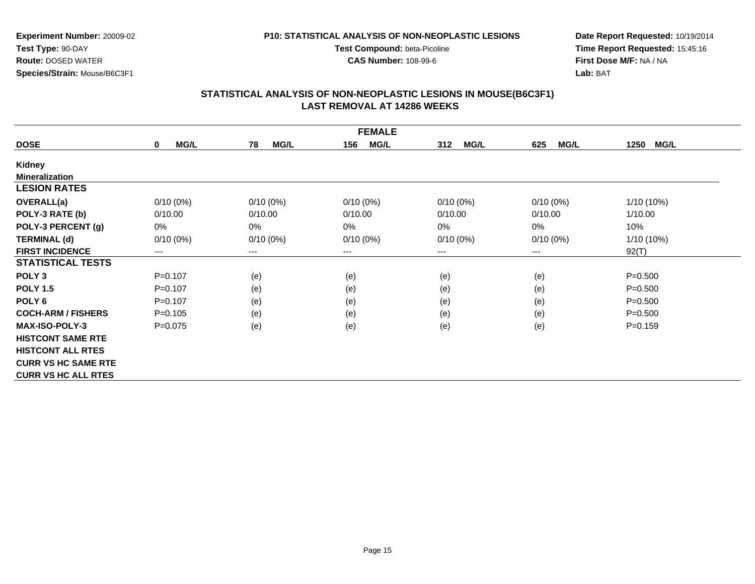**Experiment Number:** 20009-02
**Test Type:** 90-DAY
**Route:** DOSED WATER
**Species/Strain:** Mouse/B6C3F1

**P10: STATISTICAL ANALYSIS OF NON-NEOPLASTIC LESIONS**
**Test Compound:** beta-Picoline
**CAS Number:** 108-99-6

**Date Report Requested:** 10/19/2014
**Time Report Requested:** 15:45:16
**First Dose M/F:** NA / NA
**Lab:** BAT

## STATISTICAL ANALYSIS OF NON-NEOPLASTIC LESIONS IN MOUSE(B6C3F1)
## LAST REMOVAL AT 14286 WEEKS

| | FEMALE | | | | | |
|---|---|---|---|---|---|---|
| **DOSE** | **0 MG/L** | **78 MG/L** | **156 MG/L** | **312 MG/L** | **625 MG/L** | **1250 MG/L** |
| **Kidney** | | | | | | |
| **Mineralization** | | | | | | |
| **LESION RATES** | | | | | | |
| **OVERALL(a)** | 0/10 (0%) | 0/10 (0%) | 0/10 (0%) | 0/10 (0%) | 0/10 (0%) | 1/10 (10%) |
| **POLY-3 RATE (b)** | 0/10.00 | 0/10.00 | 0/10.00 | 0/10.00 | 0/10.00 | 1/10.00 |
| **POLY-3 PERCENT (g)** | 0% | 0% | 0% | 0% | 0% | 10% |
| **TERMINAL (d)** | 0/10 (0%) | 0/10 (0%) | 0/10 (0%) | 0/10 (0%) | 0/10 (0%) | 1/10 (10%) |
| **FIRST INCIDENCE** | --- | --- | --- | --- | --- | 92(T) |
| **STATISTICAL TESTS** | | | | | | |
| **POLY 3** | P=0.107 | (e) | (e) | (e) | (e) | P=0.500 |
| **POLY 1.5** | P=0.107 | (e) | (e) | (e) | (e) | P=0.500 |
| **POLY 6** | P=0.107 | (e) | (e) | (e) | (e) | P=0.500 |
| **COCH-ARM / FISHERS** | P=0.105 | (e) | (e) | (e) | (e) | P=0.500 |
| **MAX-ISO-POLY-3** | P=0.075 | (e) | (e) | (e) | (e) | P=0.159 |
| **HISTCONT SAME RTE** | | | | | | |
| **HISTCONT ALL RTES** | | | | | | |
| **CURR VS HC SAME RTE** | | | | | | |
| **CURR VS HC ALL RTES** | | | | | | |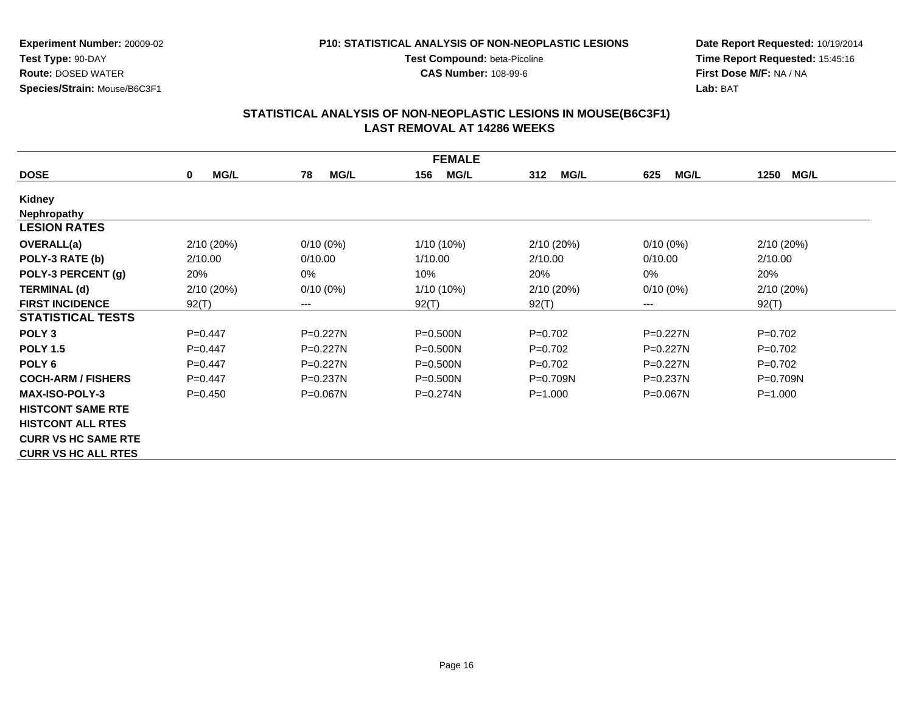**Experiment Number:** 20009-02
**Test Type:** 90-DAY
**Route:** DOSED WATER
**Species/Strain:** Mouse/B6C3F1

**P10: STATISTICAL ANALYSIS OF NON-NEOPLASTIC LESIONS**
**Test Compound:** beta-Picoline
**CAS Number:** 108-99-6

**Date Report Requested:** 10/19/2014
**Time Report Requested:** 15:45:16
**First Dose M/F:** NA / NA
**Lab:** BAT

## STATISTICAL ANALYSIS OF NON-NEOPLASTIC LESIONS IN MOUSE(B6C3F1) LAST REMOVAL AT 14286 WEEKS

| FEMALE | | | | | | |
|---|---|---|---|---|---|---|
| **DOSE** | **0 MG/L** | **78 MG/L** | **156 MG/L** | **312 MG/L** | **625 MG/L** | **1250 MG/L** |
| **Kidney** | | | | | | |
| **Nephropathy** | | | | | | |
| **LESION RATES** | | | | | | |
| **OVERALL(a)** | 2/10 (20%) | 0/10 (0%) | 1/10 (10%) | 2/10 (20%) | 0/10 (0%) | 2/10 (20%) |
| **POLY-3 RATE (b)** | 2/10.00 | 0/10.00 | 1/10.00 | 2/10.00 | 0/10.00 | 2/10.00 |
| **POLY-3 PERCENT (g)** | 20% | 0% | 10% | 20% | 0% | 20% |
| **TERMINAL (d)** | 2/10 (20%) | 0/10 (0%) | 1/10 (10%) | 2/10 (20%) | 0/10 (0%) | 2/10 (20%) |
| **FIRST INCIDENCE** | 92(T) | --- | 92(T) | 92(T) | --- | 92(T) |
| **STATISTICAL TESTS** | | | | | | |
| **POLY 3** | P=0.447 | P=0.227N | P=0.500N | P=0.702 | P=0.227N | P=0.702 |
| **POLY 1.5** | P=0.447 | P=0.227N | P=0.500N | P=0.702 | P=0.227N | P=0.702 |
| **POLY 6** | P=0.447 | P=0.227N | P=0.500N | P=0.702 | P=0.227N | P=0.702 |
| **COCH-ARM / FISHERS** | P=0.447 | P=0.237N | P=0.500N | P=0.709N | P=0.237N | P=0.709N |
| **MAX-ISO-POLY-3** | P=0.450 | P=0.067N | P=0.274N | P=1.000 | P=0.067N | P=1.000 |
| **HISTCONT SAME RTE** | | | | | | |
| **HISTCONT ALL RTES** | | | | | | |
| **CURR VS HC SAME RTE** | | | | | | |
| **CURR VS HC ALL RTES** | | | | | | |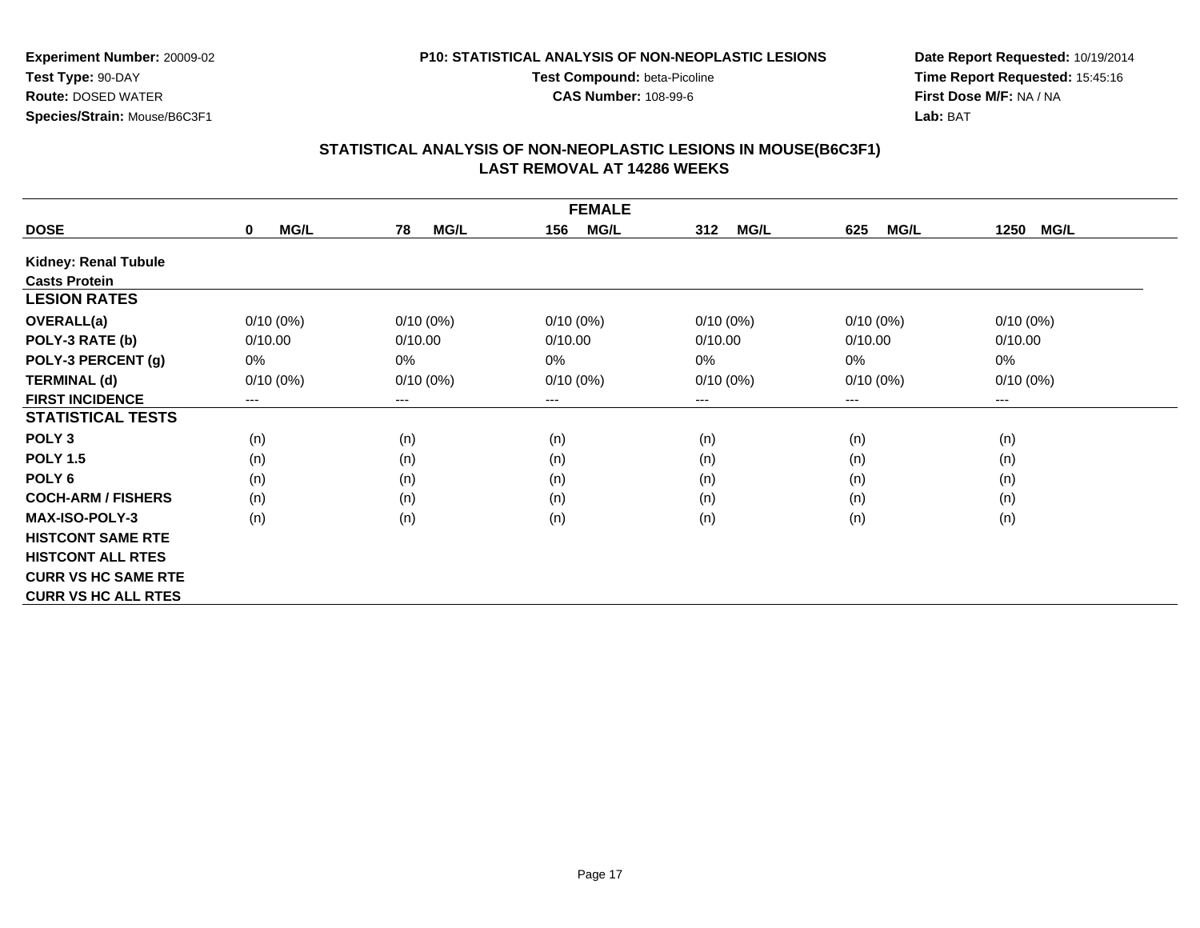**Experiment Number:** 20009-02
**Test Type:** 90-DAY
**Route:** DOSED WATER
**Species/Strain:** Mouse/B6C3F1

**P10: STATISTICAL ANALYSIS OF NON-NEOPLASTIC LESIONS**
**Test Compound:** beta-Picoline
**CAS Number:** 108-99-6

**Date Report Requested:** 10/19/2014
**Time Report Requested:** 15:45:16
**First Dose M/F:** NA / NA
**Lab:** BAT

## STATISTICAL ANALYSIS OF NON-NEOPLASTIC LESIONS IN MOUSE(B6C3F1)
## LAST REMOVAL AT 14286 WEEKS

| FEMALE | | | | | | |
|---|---|---|---|---|---|---|
| **DOSE** | **0 MG/L** | **78 MG/L** | **156 MG/L** | **312 MG/L** | **625 MG/L** | **1250 MG/L** |
| **Kidney: Renal Tubule** | | | | | | |
| **Casts Protein** | | | | | | |
| **LESION RATES** | | | | | | |
| **OVERALL(a)** | 0/10 (0%) | 0/10 (0%) | 0/10 (0%) | 0/10 (0%) | 0/10 (0%) | 0/10 (0%) |
| **POLY-3 RATE (b)** | 0/10.00 | 0/10.00 | 0/10.00 | 0/10.00 | 0/10.00 | 0/10.00 |
| **POLY-3 PERCENT (g)** | 0% | 0% | 0% | 0% | 0% | 0% |
| **TERMINAL (d)** | 0/10 (0%) | 0/10 (0%) | 0/10 (0%) | 0/10 (0%) | 0/10 (0%) | 0/10 (0%) |
| **FIRST INCIDENCE** | --- | --- | --- | --- | --- | --- |
| **STATISTICAL TESTS** | | | | | | |
| **POLY 3** | (n) | (n) | (n) | (n) | (n) | (n) |
| **POLY 1.5** | (n) | (n) | (n) | (n) | (n) | (n) |
| **POLY 6** | (n) | (n) | (n) | (n) | (n) | (n) |
| **COCH-ARM / FISHERS** | (n) | (n) | (n) | (n) | (n) | (n) |
| **MAX-ISO-POLY-3** | (n) | (n) | (n) | (n) | (n) | (n) |
| **HISTCONT SAME RTE** | | | | | | |
| **HISTCONT ALL RTES** | | | | | | |
| **CURR VS HC SAME RTE** | | | | | | |
| **CURR VS HC ALL RTES** | | | | | | |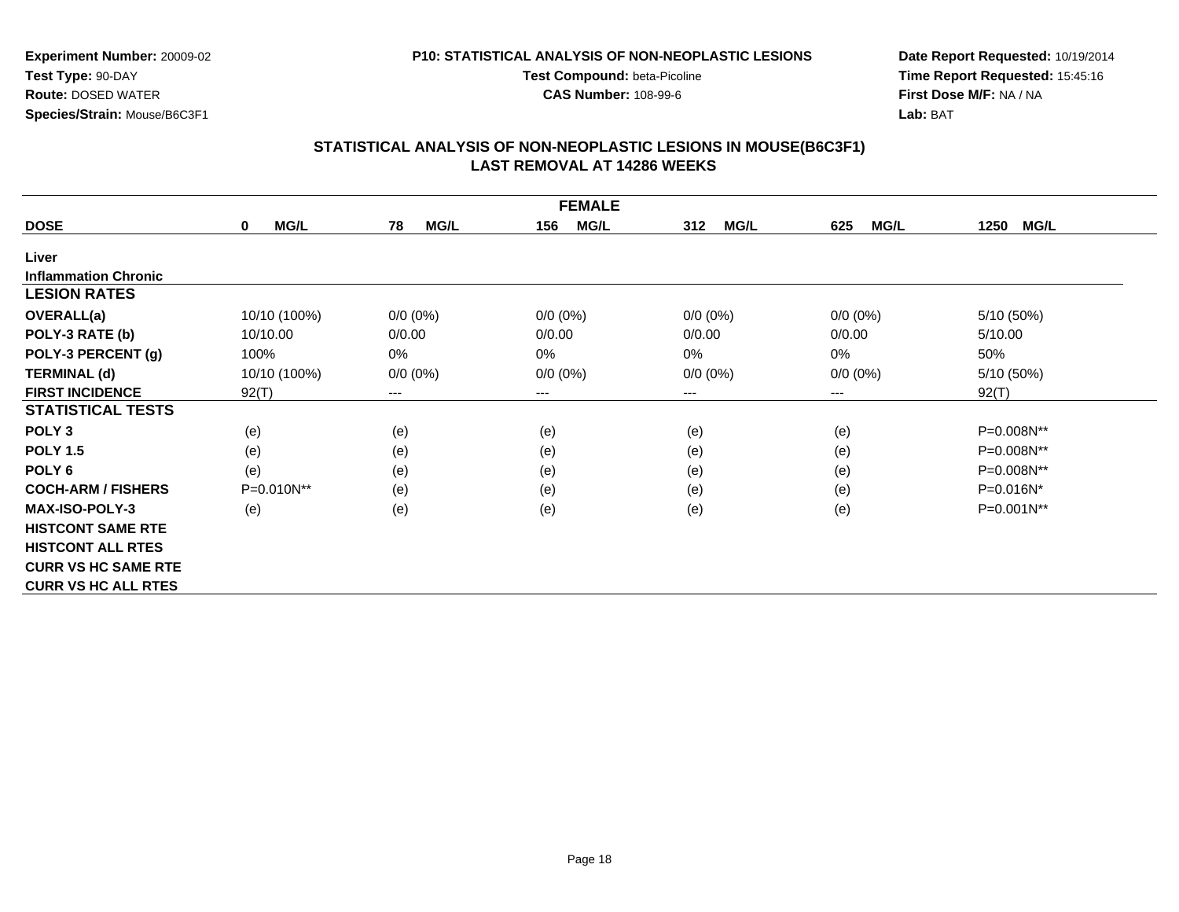**Experiment Number:** 20009-02
**Test Type:** 90-DAY
**Route:** DOSED WATER
**Species/Strain:** Mouse/B6C3F1

**P10: STATISTICAL ANALYSIS OF NON-NEOPLASTIC LESIONS**
**Test Compound:** beta-Picoline
**CAS Number:** 108-99-6

**Date Report Requested:** 10/19/2014
**Time Report Requested:** 15:45:16
**First Dose M/F:** NA / NA
**Lab:** BAT

## STATISTICAL ANALYSIS OF NON-NEOPLASTIC LESIONS IN MOUSE(B6C3F1)
## LAST REMOVAL AT 14286 WEEKS

| FEMALE | | | | | | |
|---|---|---|---|---|---|---|
| **DOSE** | **0 MG/L** | **78 MG/L** | **156 MG/L** | **312 MG/L** | **625 MG/L** | **1250 MG/L** |
| **Liver** | | | | | | |
| **Inflammation Chronic** | | | | | | |
| **LESION RATES** | | | | | | |
| **OVERALL(a)** | 10/10 (100%) | 0/0 (0%) | 0/0 (0%) | 0/0 (0%) | 0/0 (0%) | 5/10 (50%) |
| **POLY-3 RATE (b)** | 10/10.00 | 0/0.00 | 0/0.00 | 0/0.00 | 0/0.00 | 5/10.00 |
| **POLY-3 PERCENT (g)** | 100% | 0% | 0% | 0% | 0% | 50% |
| **TERMINAL (d)** | 10/10 (100%) | 0/0 (0%) | 0/0 (0%) | 0/0 (0%) | 0/0 (0%) | 5/10 (50%) |
| **FIRST INCIDENCE** | 92(T) | --- | --- | --- | --- | 92(T) |
| **STATISTICAL TESTS** | | | | | | |
| **POLY 3** | (e) | (e) | (e) | (e) | (e) | P=0.008N** |
| **POLY 1.5** | (e) | (e) | (e) | (e) | (e) | P=0.008N** |
| **POLY 6** | (e) | (e) | (e) | (e) | (e) | P=0.008N** |
| **COCH-ARM / FISHERS** | P=0.010N** | (e) | (e) | (e) | (e) | P=0.016N* |
| **MAX-ISO-POLY-3** | (e) | (e) | (e) | (e) | (e) | P=0.001N** |
| **HISTCONT SAME RTE** | | | | | | |
| **HISTCONT ALL RTES** | | | | | | |
| **CURR VS HC SAME RTE** | | | | | | |
| **CURR VS HC ALL RTES** | | | | | | |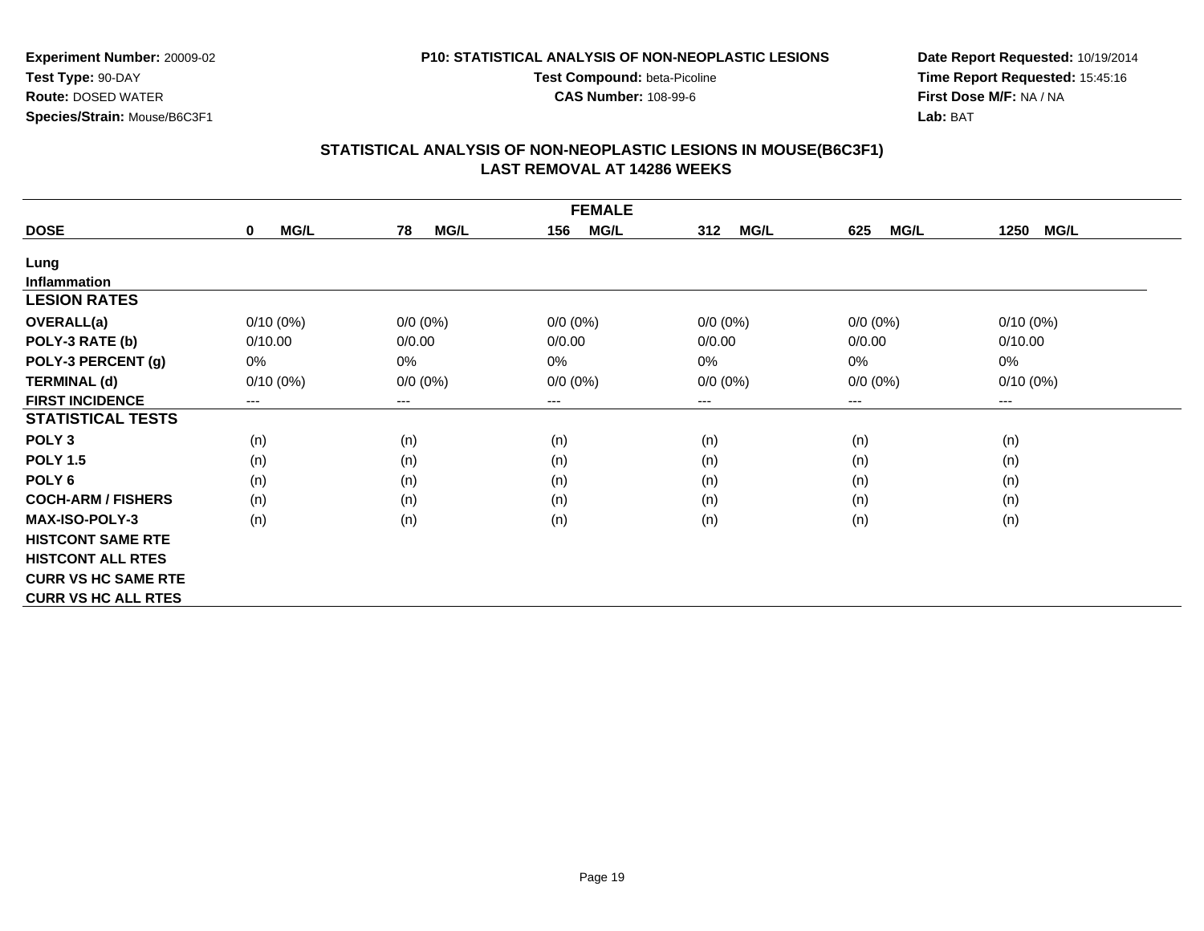**Experiment Number:** 20009-02
**Test Type:** 90-DAY
**Route:** DOSED WATER
**Species/Strain:** Mouse/B6C3F1

**P10: STATISTICAL ANALYSIS OF NON-NEOPLASTIC LESIONS**
**Test Compound:** beta-Picoline
**CAS Number:** 108-99-6

**Date Report Requested:** 10/19/2014
**Time Report Requested:** 15:45:16
**First Dose M/F:** NA / NA
**Lab:** BAT

## STATISTICAL ANALYSIS OF NON-NEOPLASTIC LESIONS IN MOUSE(B6C3F1)
## LAST REMOVAL AT 14286 WEEKS

| FEMALE | | | | | | |
|---|---|---|---|---|---|---|
| **DOSE** | **0 MG/L** | **78 MG/L** | **156 MG/L** | **312 MG/L** | **625 MG/L** | **1250 MG/L** |
| **Lung** | | | | | | |
| **Inflammation** | | | | | | |
| **LESION RATES** | | | | | | |
| **OVERALL(a)** | 0/10 (0%) | 0/0 (0%) | 0/0 (0%) | 0/0 (0%) | 0/0 (0%) | 0/10 (0%) |
| **POLY-3 RATE (b)** | 0/10.00 | 0/0.00 | 0/0.00 | 0/0.00 | 0/0.00 | 0/10.00 |
| **POLY-3 PERCENT (g)** | 0% | 0% | 0% | 0% | 0% | 0% |
| **TERMINAL (d)** | 0/10 (0%) | 0/0 (0%) | 0/0 (0%) | 0/0 (0%) | 0/0 (0%) | 0/10 (0%) |
| **FIRST INCIDENCE** | --- | --- | --- | --- | --- | --- |
| **STATISTICAL TESTS** | | | | | | |
| **POLY 3** | (n) | (n) | (n) | (n) | (n) | (n) |
| **POLY 1.5** | (n) | (n) | (n) | (n) | (n) | (n) |
| **POLY 6** | (n) | (n) | (n) | (n) | (n) | (n) |
| **COCH-ARM / FISHERS** | (n) | (n) | (n) | (n) | (n) | (n) |
| **MAX-ISO-POLY-3** | (n) | (n) | (n) | (n) | (n) | (n) |
| **HISTCONT SAME RTE** | | | | | | |
| **HISTCONT ALL RTES** | | | | | | |
| **CURR VS HC SAME RTE** | | | | | | |
| **CURR VS HC ALL RTES** | | | | | | |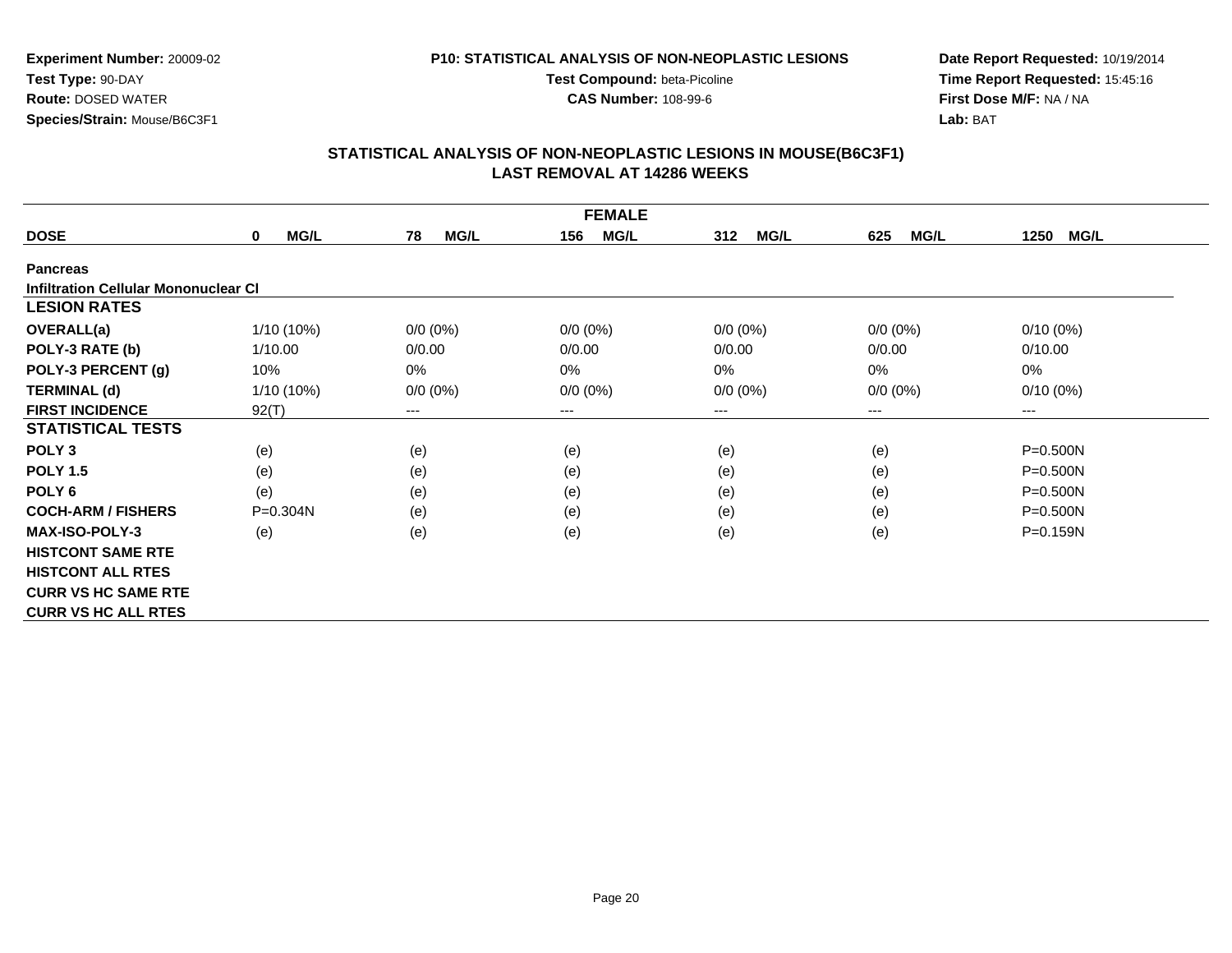**Experiment Number:** 20009-02
**Test Type:** 90-DAY
**Route:** DOSED WATER
**Species/Strain:** Mouse/B6C3F1

**P10: STATISTICAL ANALYSIS OF NON-NEOPLASTIC LESIONS**
**Test Compound:** beta-Picoline
**CAS Number:** 108-99-6

**Date Report Requested:** 10/19/2014
**Time Report Requested:** 15:45:16
**First Dose M/F:** NA / NA
**Lab:** BAT

## STATISTICAL ANALYSIS OF NON-NEOPLASTIC LESIONS IN MOUSE(B6C3F1)
## LAST REMOVAL AT 14286 WEEKS

| FEMALE | | | | | | |
|---|---|---|---|---|---|---|
| **DOSE** | **0 MG/L** | **78 MG/L** | **156 MG/L** | **312 MG/L** | **625 MG/L** | **1250 MG/L** |
| **Pancreas** | | | | | | |
| **Infiltration Cellular Mononuclear Cl** | | | | | | |
| **LESION RATES** | | | | | | |
| **OVERALL(a)** | 1/10 (10%) | 0/0 (0%) | 0/0 (0%) | 0/0 (0%) | 0/0 (0%) | 0/10 (0%) |
| **POLY-3 RATE (b)** | 1/10.00 | 0/0.00 | 0/0.00 | 0/0.00 | 0/0.00 | 0/10.00 |
| **POLY-3 PERCENT (g)** | 10% | 0% | 0% | 0% | 0% | 0% |
| **TERMINAL (d)** | 1/10 (10%) | 0/0 (0%) | 0/0 (0%) | 0/0 (0%) | 0/0 (0%) | 0/10 (0%) |
| **FIRST INCIDENCE** | 92(T) | --- | --- | --- | --- | --- |
| **STATISTICAL TESTS** | | | | | | |
| **POLY 3** | (e) | (e) | (e) | (e) | (e) | P=0.500N |
| **POLY 1.5** | (e) | (e) | (e) | (e) | (e) | P=0.500N |
| **POLY 6** | (e) | (e) | (e) | (e) | (e) | P=0.500N |
| **COCH-ARM / FISHERS** | P=0.304N | (e) | (e) | (e) | (e) | P=0.500N |
| **MAX-ISO-POLY-3** | (e) | (e) | (e) | (e) | (e) | P=0.159N |
| **HISTCONT SAME RTE** | | | | | | |
| **HISTCONT ALL RTES** | | | | | | |
| **CURR VS HC SAME RTE** | | | | | | |
| **CURR VS HC ALL RTES** | | | | | | |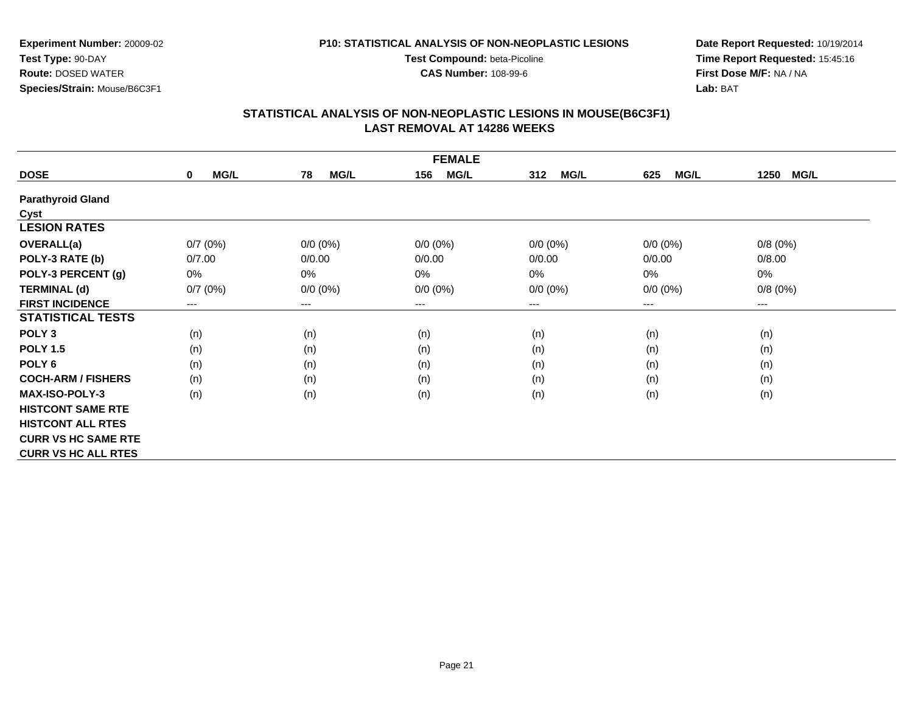**Experiment Number:** 20009-02
**Test Type:** 90-DAY
**Route:** DOSED WATER
**Species/Strain:** Mouse/B6C3F1

**P10: STATISTICAL ANALYSIS OF NON-NEOPLASTIC LESIONS**
**Test Compound:** beta-Picoline
**CAS Number:** 108-99-6

**Date Report Requested:** 10/19/2014
**Time Report Requested:** 15:45:16
**First Dose M/F:** NA / NA
**Lab:** BAT

## STATISTICAL ANALYSIS OF NON-NEOPLASTIC LESIONS IN MOUSE(B6C3F1)
## LAST REMOVAL AT 14286 WEEKS

| FEMALE | | | | | | |
|---|---|---|---|---|---|---|
| **DOSE** | **0 MG/L** | **78 MG/L** | **156 MG/L** | **312 MG/L** | **625 MG/L** | **1250 MG/L** |
| **Parathyroid Gland** | | | | | | |
| **Cyst** | | | | | | |
| **LESION RATES** | | | | | | |
| **OVERALL(a)** | 0/7 (0%) | 0/0 (0%) | 0/0 (0%) | 0/0 (0%) | 0/0 (0%) | 0/8 (0%) |
| **POLY-3 RATE (b)** | 0/7.00 | 0/0.00 | 0/0.00 | 0/0.00 | 0/0.00 | 0/8.00 |
| **POLY-3 PERCENT (g)** | 0% | 0% | 0% | 0% | 0% | 0% |
| **TERMINAL (d)** | 0/7 (0%) | 0/0 (0%) | 0/0 (0%) | 0/0 (0%) | 0/0 (0%) | 0/8 (0%) |
| **FIRST INCIDENCE** | --- | --- | --- | --- | --- | --- |
| **STATISTICAL TESTS** | | | | | | |
| **POLY 3** | (n) | (n) | (n) | (n) | (n) | (n) |
| **POLY 1.5** | (n) | (n) | (n) | (n) | (n) | (n) |
| **POLY 6** | (n) | (n) | (n) | (n) | (n) | (n) |
| **COCH-ARM / FISHERS** | (n) | (n) | (n) | (n) | (n) | (n) |
| **MAX-ISO-POLY-3** | (n) | (n) | (n) | (n) | (n) | (n) |
| **HISTCONT SAME RTE** | | | | | | |
| **HISTCONT ALL RTES** | | | | | | |
| **CURR VS HC SAME RTE** | | | | | | |
| **CURR VS HC ALL RTES** | | | | | | |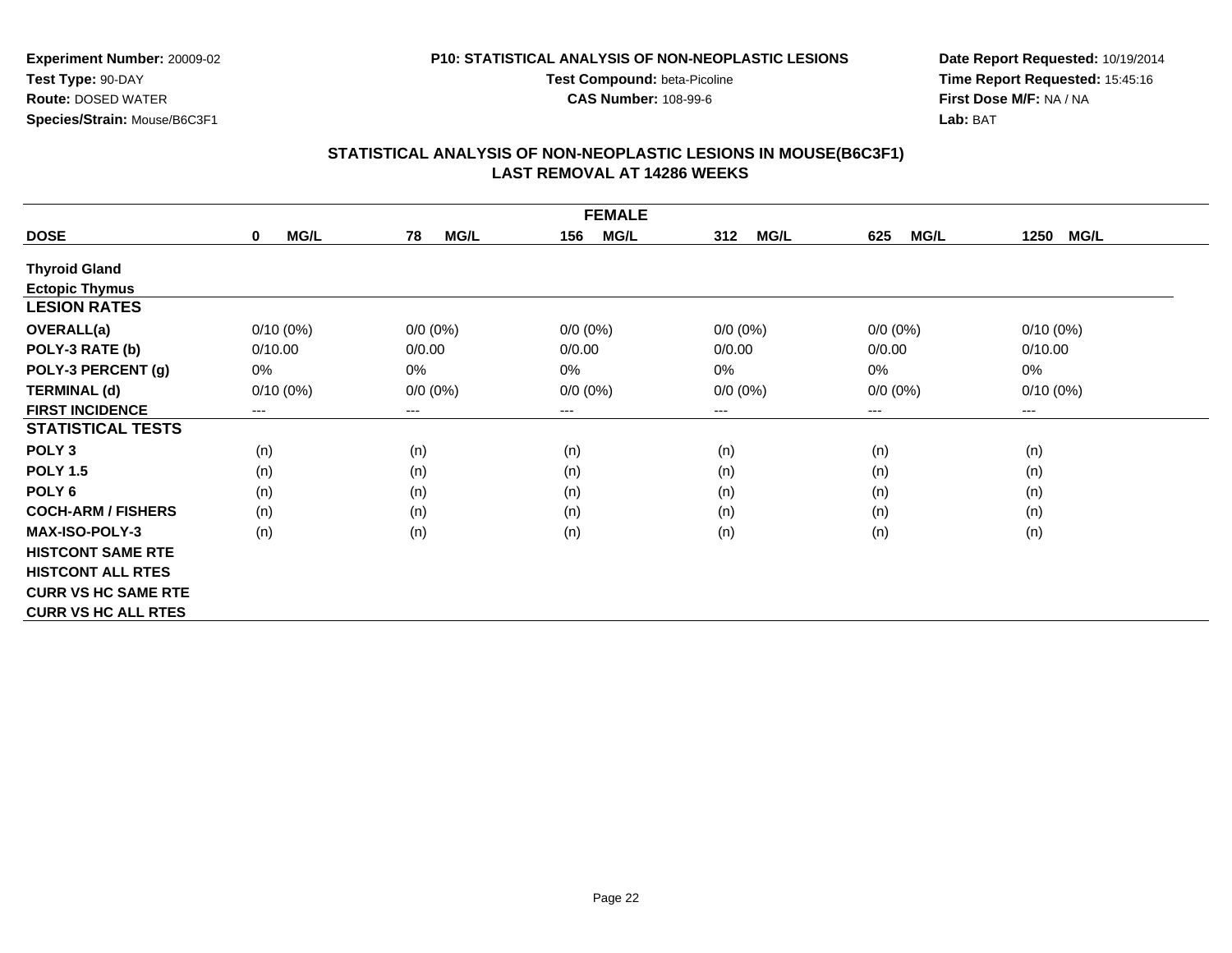**Experiment Number:** 20009-02
**Test Type:** 90-DAY
**Route:** DOSED WATER
**Species/Strain:** Mouse/B6C3F1

**P10: STATISTICAL ANALYSIS OF NON-NEOPLASTIC LESIONS**
**Test Compound:** beta-Picoline
**CAS Number:** 108-99-6

**Date Report Requested:** 10/19/2014
**Time Report Requested:** 15:45:16
**First Dose M/F:** NA / NA
**Lab:** BAT

## STATISTICAL ANALYSIS OF NON-NEOPLASTIC LESIONS IN MOUSE(B6C3F1)
## LAST REMOVAL AT 14286 WEEKS

| FEMALE | | | | | | |
|---|---|---|---|---|---|---|
| **DOSE** | **0 MG/L** | **78 MG/L** | **156 MG/L** | **312 MG/L** | **625 MG/L** | **1250 MG/L** |
| **Thyroid Gland** | | | | | | |
| **Ectopic Thymus** | | | | | | |
| **LESION RATES** | | | | | | |
| **OVERALL(a)** | 0/10 (0%) | 0/0 (0%) | 0/0 (0%) | 0/0 (0%) | 0/0 (0%) | 0/10 (0%) |
| **POLY-3 RATE (b)** | 0/10.00 | 0/0.00 | 0/0.00 | 0/0.00 | 0/0.00 | 0/10.00 |
| **POLY-3 PERCENT (g)** | 0% | 0% | 0% | 0% | 0% | 0% |
| **TERMINAL (d)** | 0/10 (0%) | 0/0 (0%) | 0/0 (0%) | 0/0 (0%) | 0/0 (0%) | 0/10 (0%) |
| **FIRST INCIDENCE** | --- | --- | --- | --- | --- | --- |
| **STATISTICAL TESTS** | | | | | | |
| **POLY 3** | (n) | (n) | (n) | (n) | (n) | (n) |
| **POLY 1.5** | (n) | (n) | (n) | (n) | (n) | (n) |
| **POLY 6** | (n) | (n) | (n) | (n) | (n) | (n) |
| **COCH-ARM / FISHERS** | (n) | (n) | (n) | (n) | (n) | (n) |
| **MAX-ISO-POLY-3** | (n) | (n) | (n) | (n) | (n) | (n) |
| **HISTCONT SAME RTE** | | | | | | |
| **HISTCONT ALL RTES** | | | | | | |
| **CURR VS HC SAME RTE** | | | | | | |
| **CURR VS HC ALL RTES** | | | | | | |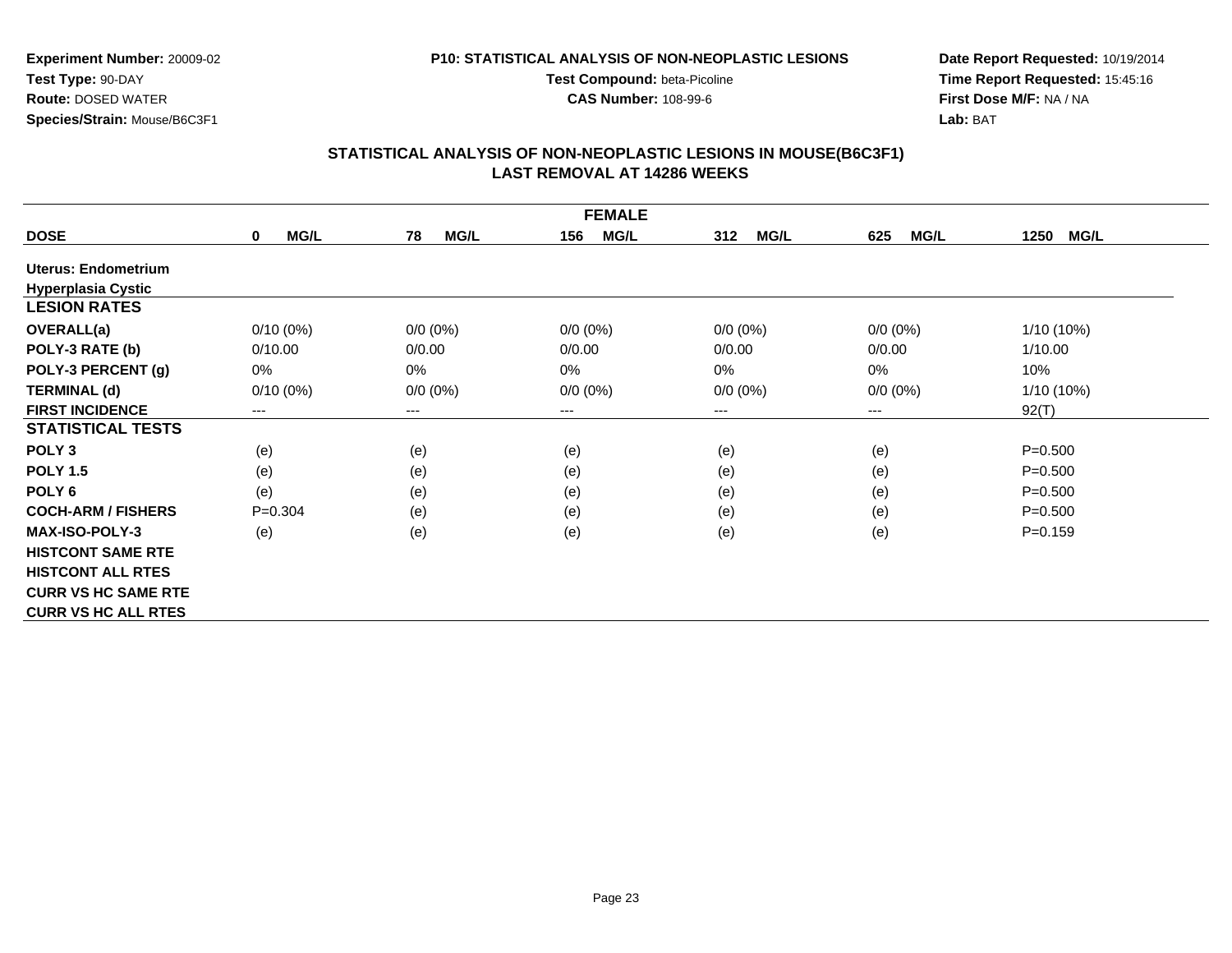**Experiment Number:** 20009-02
**Test Type:** 90-DAY
**Route:** DOSED WATER
**Species/Strain:** Mouse/B6C3F1

**P10: STATISTICAL ANALYSIS OF NON-NEOPLASTIC LESIONS**
**Test Compound:** beta-Picoline
**CAS Number:** 108-99-6

**Date Report Requested:** 10/19/2014
**Time Report Requested:** 15:45:16
**First Dose M/F:** NA / NA
**Lab:** BAT

## STATISTICAL ANALYSIS OF NON-NEOPLASTIC LESIONS IN MOUSE(B6C3F1)
## LAST REMOVAL AT 14286 WEEKS

| FEMALE | | | | | | |
|---|---|---|---|---|---|---|
| **DOSE** | **0 MG/L** | **78 MG/L** | **156 MG/L** | **312 MG/L** | **625 MG/L** | **1250 MG/L** |
| **Uterus: Endometrium** | | | | | | |
| **Hyperplasia Cystic** | | | | | | |
| **LESION RATES** | | | | | | |
| **OVERALL(a)** | 0/10 (0%) | 0/0 (0%) | 0/0 (0%) | 0/0 (0%) | 0/0 (0%) | 1/10 (10%) |
| **POLY-3 RATE (b)** | 0/10.00 | 0/0.00 | 0/0.00 | 0/0.00 | 0/0.00 | 1/10.00 |
| **POLY-3 PERCENT (g)** | 0% | 0% | 0% | 0% | 0% | 10% |
| **TERMINAL (d)** | 0/10 (0%) | 0/0 (0%) | 0/0 (0%) | 0/0 (0%) | 0/0 (0%) | 1/10 (10%) |
| **FIRST INCIDENCE** | --- | --- | --- | --- | --- | 92(T) |
| **STATISTICAL TESTS** | | | | | | |
| **POLY 3** | (e) | (e) | (e) | (e) | (e) | P=0.500 |
| **POLY 1.5** | (e) | (e) | (e) | (e) | (e) | P=0.500 |
| **POLY 6** | (e) | (e) | (e) | (e) | (e) | P=0.500 |
| **COCH-ARM / FISHERS** | P=0.304 | (e) | (e) | (e) | (e) | P=0.500 |
| **MAX-ISO-POLY-3** | (e) | (e) | (e) | (e) | (e) | P=0.159 |
| **HISTCONT SAME RTE** | | | | | | |
| **HISTCONT ALL RTES** | | | | | | |
| **CURR VS HC SAME RTE** | | | | | | |
| **CURR VS HC ALL RTES** | | | | | | |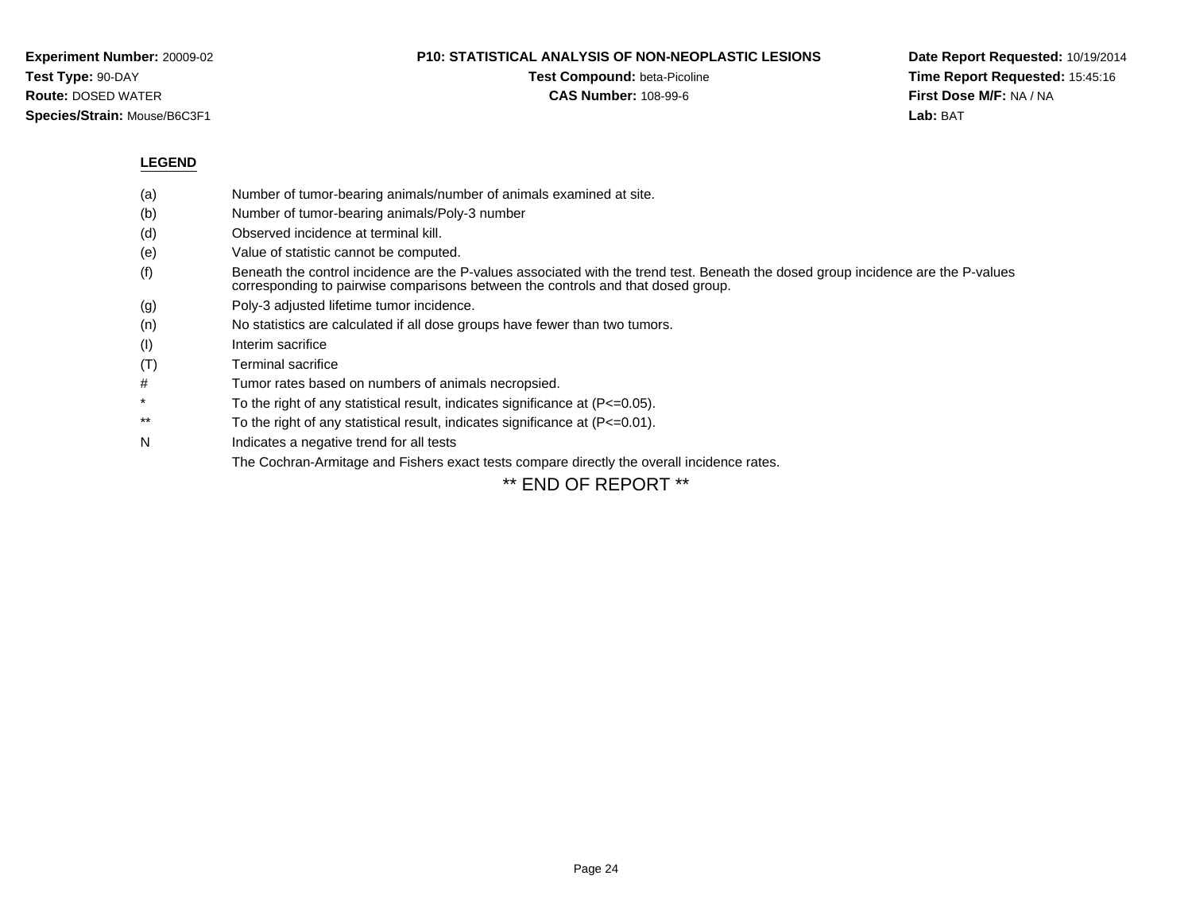**Experiment Number:** 20009-02
**Test Type:** 90-DAY
**Route:** DOSED WATER
**Species/Strain:** Mouse/B6C3F1

**P10: STATISTICAL ANALYSIS OF NON-NEOPLASTIC LESIONS**
**Test Compound:** beta-Picoline
**CAS Number:** 108-99-6

**Date Report Requested:** 10/19/2014
**Time Report Requested:** 15:45:16
**First Dose M/F:** NA / NA
**Lab:** BAT

**LEGEND**

| | |
|---|---|
| (a) | Number of tumor-bearing animals/number of animals examined at site. |
| (b) | Number of tumor-bearing animals/Poly-3 number |
| (d) | Observed incidence at terminal kill. |
| (e) | Value of statistic cannot be computed. |
| (f) | Beneath the control incidence are the P-values associated with the trend test. Beneath the dosed group incidence are the P-values corresponding to pairwise comparisons between the controls and that dosed group. |
| (g) | Poly-3 adjusted lifetime tumor incidence. |
| (n) | No statistics are calculated if all dose groups have fewer than two tumors. |
| (I) | Interim sacrifice |
| (T) | Terminal sacrifice |
| # | Tumor rates based on numbers of animals necropsied. |
| * | To the right of any statistical result, indicates significance at (P<=0.05). |
| ** | To the right of any statistical result, indicates significance at (P<=0.01). |
| N | Indicates a negative trend for all tests |
| | The Cochran-Armitage and Fishers exact tests compare directly the overall incidence rates. |

** END OF REPORT **